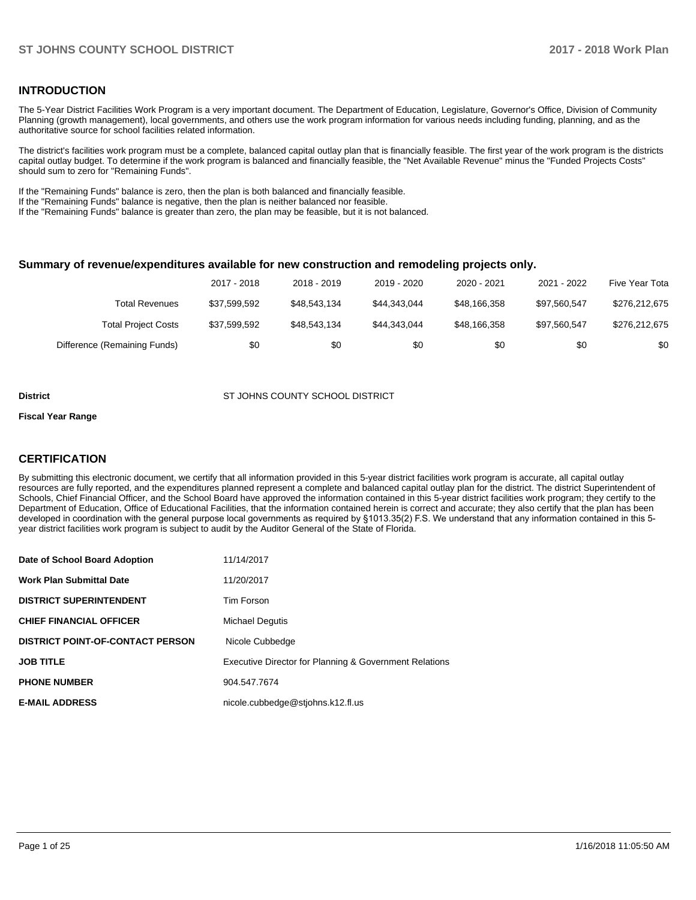## INTRODUCTION

The 5-Year District Facilities Work Program is a very important document. The Department of Education, Legislature, Governor's Office, Division of Community Planning (growth management), local governments, and others use the work program information for various needs including funding, planning, and as the authoritative source for school facilities related information.

The district's facilities work program must be a complete, balanced capital outlay plan that is financially feasible. The first year of the work program is the districts capital outlay budget. To determine if the work program is balanced and financially feasible, the "Net Available Revenue" minus the "Funded Projects Costs" should sum to zero for "Remaining Funds".

If the "Remaining Funds" balance is zero, then the plan is both balanced and financially feasible.
If the "Remaining Funds" balance is negative, then the plan is neither balanced nor feasible.
If the "Remaining Funds" balance is greater than zero, the plan may be feasible, but it is not balanced.

### Summary of revenue/expenditures available for new construction and remodeling projects only.

| | 2017 - 2018 | 2018 - 2019 | 2019 - 2020 | 2020 - 2021 | 2021 - 2022 | Five Year Tota |
|---|---|---|---|---|---|---|
| Total Revenues | $37,599,592 | $48,543,134 | $44,343,044 | $48,166,358 | $97,560,547 | $276,212,675 |
| Total Project Costs | $37,599,592 | $48,543,134 | $44,343,044 | $48,166,358 | $97,560,547 | $276,212,675 |
| Difference (Remaining Funds) | $0 | $0 | $0 | $0 | $0 | $0 |

**District** ST JOHNS COUNTY SCHOOL DISTRICT

**Fiscal Year Range**

## CERTIFICATION

By submitting this electronic document, we certify that all information provided in this 5-year district facilities work program is accurate, all capital outlay resources are fully reported, and the expenditures planned represent a complete and balanced capital outlay plan for the district. The district Superintendent of Schools, Chief Financial Officer, and the School Board have approved the information contained in this 5-year district facilities work program; they certify to the Department of Education, Office of Educational Facilities, that the information contained herein is correct and accurate; they also certify that the plan has been developed in coordination with the general purpose local governments as required by §1013.35(2) F.S. We understand that any information contained in this 5-year district facilities work program is subject to audit by the Auditor General of the State of Florida.

| | |
|---|---|
| **Date of School Board Adoption** | 11/14/2017 |
| **Work Plan Submittal Date** | 11/20/2017 |
| **DISTRICT SUPERINTENDENT** | Tim Forson |
| **CHIEF FINANCIAL OFFICER** | Michael Degutis |
| **DISTRICT POINT-OF-CONTACT PERSON** | Nicole Cubbedge |
| **JOB TITLE** | Executive Director for Planning & Government Relations |
| **PHONE NUMBER** | 904.547.7674 |
| **E-MAIL ADDRESS** | nicole.cubbedge@stjohns.k12.fl.us |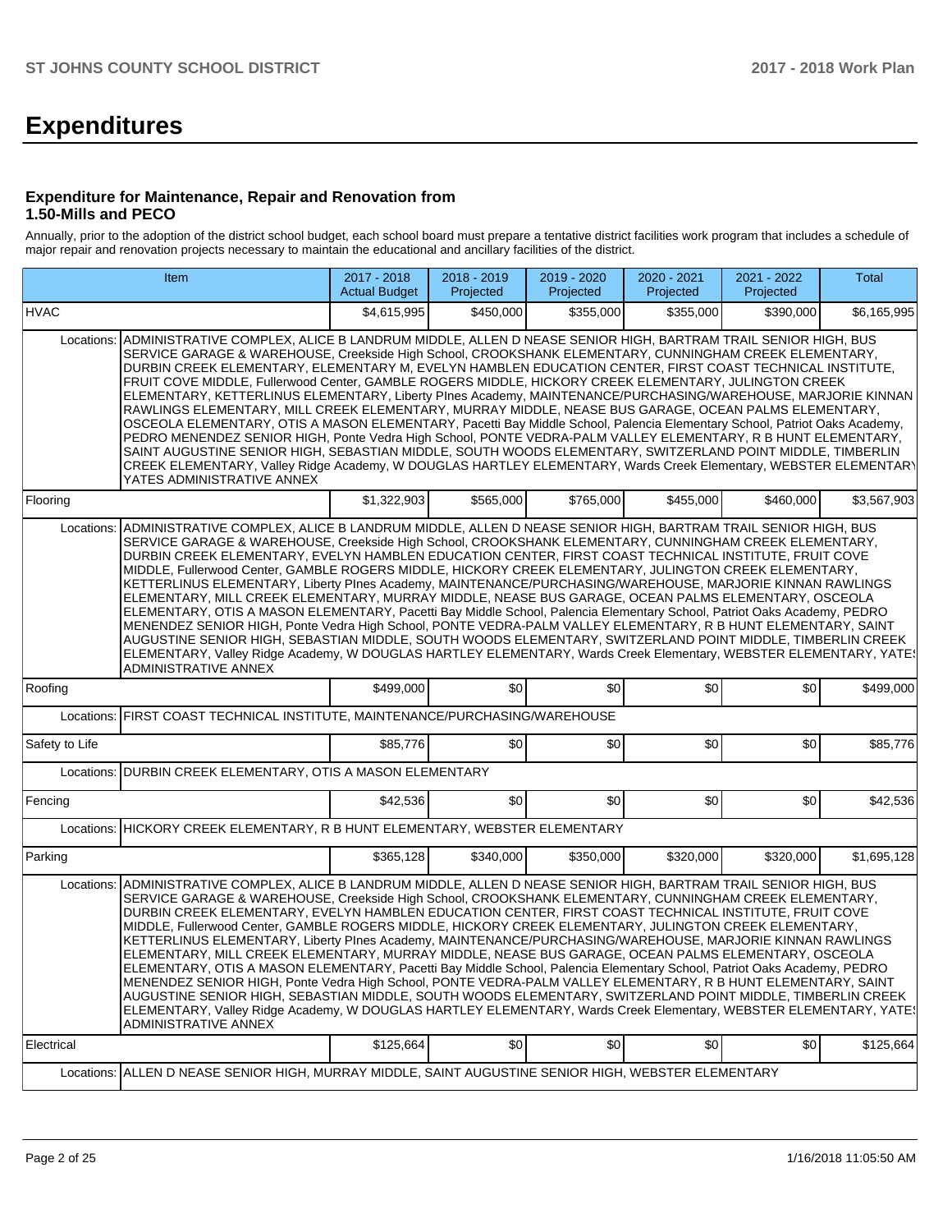# Expenditures

### Expenditure for Maintenance, Repair and Renovation from 1.50-Mills and PECO

Annually, prior to the adoption of the district school budget, each school board must prepare a tentative district facilities work program that includes a schedule of major repair and renovation projects necessary to maintain the educational and ancillary facilities of the district.

| Item | | 2017 - 2018 Actual Budget | 2018 - 2019 Projected | 2019 - 2020 Projected | 2020 - 2021 Projected | 2021 - 2022 Projected | Total |
|---|---|---|---|---|---|---|---|
| HVAC | | $4,615,995 | $450,000 | $355,000 | $355,000 | $390,000 | $6,165,995 |
| Locations: | ADMINISTRATIVE COMPLEX, ALICE B LANDRUM MIDDLE, ALLEN D NEASE SENIOR HIGH, BARTRAM TRAIL SENIOR HIGH, BUS SERVICE GARAGE & WAREHOUSE, Creekside High School, CROOKSHANK ELEMENTARY, CUNNINGHAM CREEK ELEMENTARY, DURBIN CREEK ELEMENTARY, ELEMENTARY M, EVELYN HAMBLEN EDUCATION CENTER, FIRST COAST TECHNICAL INSTITUTE, FRUIT COVE MIDDLE, Fullerwood Center, GAMBLE ROGERS MIDDLE, HICKORY CREEK ELEMENTARY, JULINGTON CREEK ELEMENTARY, KETTERLINUS ELEMENTARY, Liberty PInes Academy, MAINTENANCE/PURCHASING/WAREHOUSE, MARJORIE KINNAN RAWLINGS ELEMENTARY, MILL CREEK ELEMENTARY, MURRAY MIDDLE, NEASE BUS GARAGE, OCEAN PALMS ELEMENTARY, OSCEOLA ELEMENTARY, OTIS A MASON ELEMENTARY, Pacetti Bay Middle School, Palencia Elementary School, Patriot Oaks Academy, PEDRO MENENDEZ SENIOR HIGH, Ponte Vedra High School, PONTE VEDRA-PALM VALLEY ELEMENTARY, R B HUNT ELEMENTARY, SAINT AUGUSTINE SENIOR HIGH, SEBASTIAN MIDDLE, SOUTH WOODS ELEMENTARY, SWITZERLAND POINT MIDDLE, TIMBERLIN CREEK ELEMENTARY, Valley Ridge Academy, W DOUGLAS HARTLEY ELEMENTARY, Wards Creek Elementary, WEBSTER ELEMENTARY, YATES ADMINISTRATIVE ANNEX | | | | | | |
| Flooring | | $1,322,903 | $565,000 | $765,000 | $455,000 | $460,000 | $3,567,903 |
| Locations: | ADMINISTRATIVE COMPLEX, ALICE B LANDRUM MIDDLE, ALLEN D NEASE SENIOR HIGH, BARTRAM TRAIL SENIOR HIGH, BUS SERVICE GARAGE & WAREHOUSE, Creekside High School, CROOKSHANK ELEMENTARY, CUNNINGHAM CREEK ELEMENTARY, DURBIN CREEK ELEMENTARY, EVELYN HAMBLEN EDUCATION CENTER, FIRST COAST TECHNICAL INSTITUTE, FRUIT COVE MIDDLE, Fullerwood Center, GAMBLE ROGERS MIDDLE, HICKORY CREEK ELEMENTARY, JULINGTON CREEK ELEMENTARY, KETTERLINUS ELEMENTARY, Liberty PInes Academy, MAINTENANCE/PURCHASING/WAREHOUSE, MARJORIE KINNAN RAWLINGS ELEMENTARY, MILL CREEK ELEMENTARY, MURRAY MIDDLE, NEASE BUS GARAGE, OCEAN PALMS ELEMENTARY, OSCEOLA ELEMENTARY, OTIS A MASON ELEMENTARY, Pacetti Bay Middle School, Palencia Elementary School, Patriot Oaks Academy, PEDRO MENENDEZ SENIOR HIGH, Ponte Vedra High School, PONTE VEDRA-PALM VALLEY ELEMENTARY, R B HUNT ELEMENTARY, SAINT AUGUSTINE SENIOR HIGH, SEBASTIAN MIDDLE, SOUTH WOODS ELEMENTARY, SWITZERLAND POINT MIDDLE, TIMBERLIN CREEK ELEMENTARY, Valley Ridge Academy, W DOUGLAS HARTLEY ELEMENTARY, Wards Creek Elementary, WEBSTER ELEMENTARY, YATES ADMINISTRATIVE ANNEX | | | | | | |
| Roofing | | $499,000 | $0 | $0 | $0 | $0 | $499,000 |
| Locations: | FIRST COAST TECHNICAL INSTITUTE, MAINTENANCE/PURCHASING/WAREHOUSE | | | | | | |
| Safety to Life | | $85,776 | $0 | $0 | $0 | $0 | $85,776 |
| Locations: | DURBIN CREEK ELEMENTARY, OTIS A MASON ELEMENTARY | | | | | | |
| Fencing | | $42,536 | $0 | $0 | $0 | $0 | $42,536 |
| Locations: | HICKORY CREEK ELEMENTARY, R B HUNT ELEMENTARY, WEBSTER ELEMENTARY | | | | | | |
| Parking | | $365,128 | $340,000 | $350,000 | $320,000 | $320,000 | $1,695,128 |
| Locations: | ADMINISTRATIVE COMPLEX, ALICE B LANDRUM MIDDLE, ALLEN D NEASE SENIOR HIGH, BARTRAM TRAIL SENIOR HIGH, BUS SERVICE GARAGE & WAREHOUSE, Creekside High School, CROOKSHANK ELEMENTARY, CUNNINGHAM CREEK ELEMENTARY, DURBIN CREEK ELEMENTARY, EVELYN HAMBLEN EDUCATION CENTER, FIRST COAST TECHNICAL INSTITUTE, FRUIT COVE MIDDLE, Fullerwood Center, GAMBLE ROGERS MIDDLE, HICKORY CREEK ELEMENTARY, JULINGTON CREEK ELEMENTARY, KETTERLINUS ELEMENTARY, Liberty PInes Academy, MAINTENANCE/PURCHASING/WAREHOUSE, MARJORIE KINNAN RAWLINGS ELEMENTARY, MILL CREEK ELEMENTARY, MURRAY MIDDLE, NEASE BUS GARAGE, OCEAN PALMS ELEMENTARY, OSCEOLA ELEMENTARY, OTIS A MASON ELEMENTARY, Pacetti Bay Middle School, Palencia Elementary School, Patriot Oaks Academy, PEDRO MENENDEZ SENIOR HIGH, Ponte Vedra High School, PONTE VEDRA-PALM VALLEY ELEMENTARY, R B HUNT ELEMENTARY, SAINT AUGUSTINE SENIOR HIGH, SEBASTIAN MIDDLE, SOUTH WOODS ELEMENTARY, SWITZERLAND POINT MIDDLE, TIMBERLIN CREEK ELEMENTARY, Valley Ridge Academy, W DOUGLAS HARTLEY ELEMENTARY, Wards Creek Elementary, WEBSTER ELEMENTARY, YATES ADMINISTRATIVE ANNEX | | | | | | |
| Electrical | | $125,664 | $0 | $0 | $0 | $0 | $125,664 |
| Locations: | ALLEN D NEASE SENIOR HIGH, MURRAY MIDDLE, SAINT AUGUSTINE SENIOR HIGH, WEBSTER ELEMENTARY | | | | | | |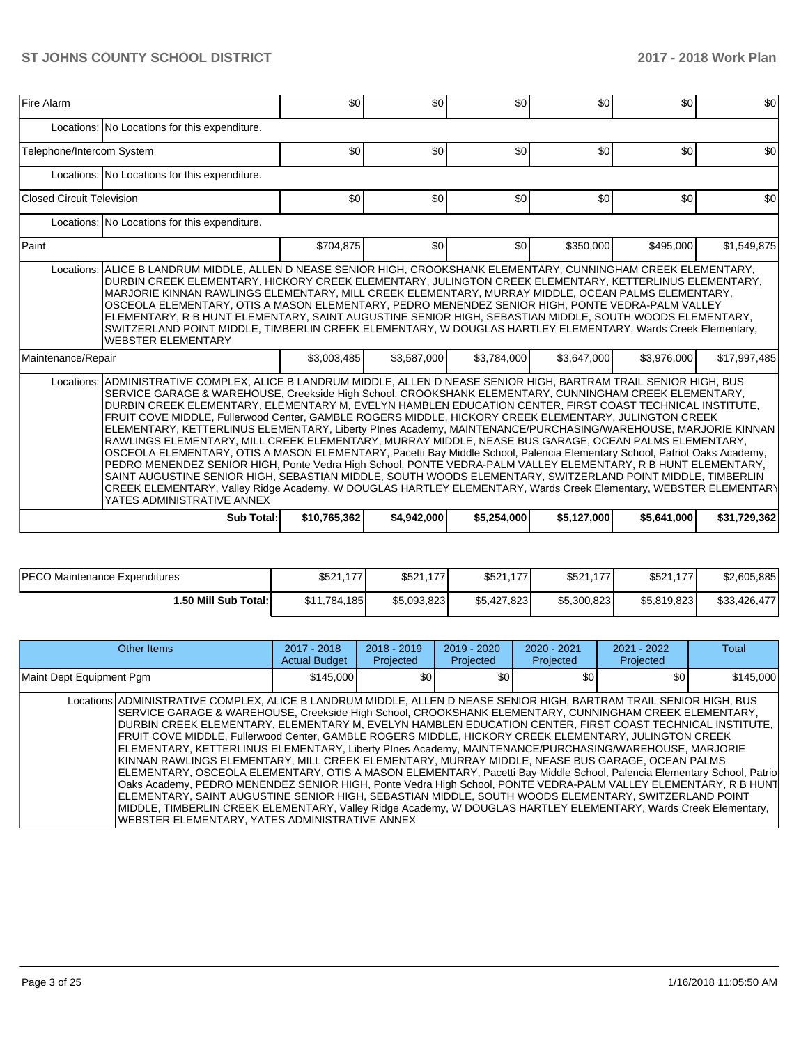| | | | | | | | |
|---|---|---|---|---|---|---|---|
| Fire Alarm | | $0 | $0 | $0 | $0 | $0 | $0 |
| | Locations: No Locations for this expenditure. | | | | | | |
| Telephone/Intercom System | | $0 | $0 | $0 | $0 | $0 | $0 |
| | Locations: No Locations for this expenditure. | | | | | | |
| Closed Circuit Television | | $0 | $0 | $0 | $0 | $0 | $0 |
| | Locations: No Locations for this expenditure. | | | | | | |
| Paint | | $704,875 | $0 | $0 | $350,000 | $495,000 | $1,549,875 |
| | Locations: ALICE B LANDRUM MIDDLE, ALLEN D NEASE SENIOR HIGH, CROOKSHANK ELEMENTARY, CUNNINGHAM CREEK ELEMENTARY, DURBIN CREEK ELEMENTARY, HICKORY CREEK ELEMENTARY, JULINGTON CREEK ELEMENTARY, KETTERLINUS ELEMENTARY, MARJORIE KINNAN RAWLINGS ELEMENTARY, MILL CREEK ELEMENTARY, MURRAY MIDDLE, OCEAN PALMS ELEMENTARY, OSCEOLA ELEMENTARY, OTIS A MASON ELEMENTARY, PEDRO MENENDEZ SENIOR HIGH, PONTE VEDRA-PALM VALLEY ELEMENTARY, R B HUNT ELEMENTARY, SAINT AUGUSTINE SENIOR HIGH, SEBASTIAN MIDDLE, SOUTH WOODS ELEMENTARY, SWITZERLAND POINT MIDDLE, TIMBERLIN CREEK ELEMENTARY, W DOUGLAS HARTLEY ELEMENTARY, Wards Creek Elementary, WEBSTER ELEMENTARY | | | | | | |
| Maintenance/Repair | | $3,003,485 | $3,587,000 | $3,784,000 | $3,647,000 | $3,976,000 | $17,997,485 |
| | Locations: ADMINISTRATIVE COMPLEX, ALICE B LANDRUM MIDDLE, ALLEN D NEASE SENIOR HIGH, BARTRAM TRAIL SENIOR HIGH, BUS SERVICE GARAGE & WAREHOUSE, Creekside High School, CROOKSHANK ELEMENTARY, CUNNINGHAM CREEK ELEMENTARY, DURBIN CREEK ELEMENTARY, ELEMENTARY M, EVELYN HAMBLEN EDUCATION CENTER, FIRST COAST TECHNICAL INSTITUTE, FRUIT COVE MIDDLE, Fullerwood Center, GAMBLE ROGERS MIDDLE, HICKORY CREEK ELEMENTARY, JULINGTON CREEK ELEMENTARY, KETTERLINUS ELEMENTARY, Liberty PInes Academy, MAINTENANCE/PURCHASING/WAREHOUSE, MARJORIE KINNAN RAWLINGS ELEMENTARY, MILL CREEK ELEMENTARY, MURRAY MIDDLE, NEASE BUS GARAGE, OCEAN PALMS ELEMENTARY, OSCEOLA ELEMENTARY, OTIS A MASON ELEMENTARY, Pacetti Bay Middle School, Palencia Elementary School, Patriot Oaks Academy, PEDRO MENENDEZ SENIOR HIGH, Ponte Vedra High School, PONTE VEDRA-PALM VALLEY ELEMENTARY, R B HUNT ELEMENTARY, SAINT AUGUSTINE SENIOR HIGH, SEBASTIAN MIDDLE, SOUTH WOODS ELEMENTARY, SWITZERLAND POINT MIDDLE, TIMBERLIN CREEK ELEMENTARY, Valley Ridge Academy, W DOUGLAS HARTLEY ELEMENTARY, Wards Creek Elementary, WEBSTER ELEMENTARY, YATES ADMINISTRATIVE ANNEX | | | | | | |
| | **Sub Total:** | **$10,765,362** | **$4,942,000** | **$5,254,000** | **$5,127,000** | **$5,641,000** | **$31,729,362** |

| | | | | | | |
|---|---|---|---|---|---|---|
| PECO Maintenance Expenditures | $521,177 | $521,177 | $521,177 | $521,177 | $521,177 | $2,605,885 |
| **1.50 Mill Sub Total:** | $11,784,185 | $5,093,823 | $5,427,823 | $5,300,823 | $5,819,823 | $33,426,477 |

| Other Items | 2017 - 2018 Actual Budget | 2018 - 2019 Projected | 2019 - 2020 Projected | 2020 - 2021 Projected | 2021 - 2022 Projected | Total |
|---|---|---|---|---|---|---|
| Maint Dept Equipment Pgm | $145,000 | $0 | $0 | $0 | $0 | $145,000 |
| Locations ADMINISTRATIVE COMPLEX, ALICE B LANDRUM MIDDLE, ALLEN D NEASE SENIOR HIGH, BARTRAM TRAIL SENIOR HIGH, BUS SERVICE GARAGE & WAREHOUSE, Creekside High School, CROOKSHANK ELEMENTARY, CUNNINGHAM CREEK ELEMENTARY, DURBIN CREEK ELEMENTARY, ELEMENTARY M, EVELYN HAMBLEN EDUCATION CENTER, FIRST COAST TECHNICAL INSTITUTE, FRUIT COVE MIDDLE, Fullerwood Center, GAMBLE ROGERS MIDDLE, HICKORY CREEK ELEMENTARY, JULINGTON CREEK ELEMENTARY, KETTERLINUS ELEMENTARY, Liberty PInes Academy, MAINTENANCE/PURCHASING/WAREHOUSE, MARJORIE KINNAN RAWLINGS ELEMENTARY, MILL CREEK ELEMENTARY, MURRAY MIDDLE, NEASE BUS GARAGE, OCEAN PALMS ELEMENTARY, OSCEOLA ELEMENTARY, OTIS A MASON ELEMENTARY, Pacetti Bay Middle School, Palencia Elementary School, Patriot Oaks Academy, PEDRO MENENDEZ SENIOR HIGH, Ponte Vedra High School, PONTE VEDRA-PALM VALLEY ELEMENTARY, R B HUNT ELEMENTARY, SAINT AUGUSTINE SENIOR HIGH, SEBASTIAN MIDDLE, SOUTH WOODS ELEMENTARY, SWITZERLAND POINT MIDDLE, TIMBERLIN CREEK ELEMENTARY, Valley Ridge Academy, W DOUGLAS HARTLEY ELEMENTARY, Wards Creek Elementary, WEBSTER ELEMENTARY, YATES ADMINISTRATIVE ANNEX | | | | | | |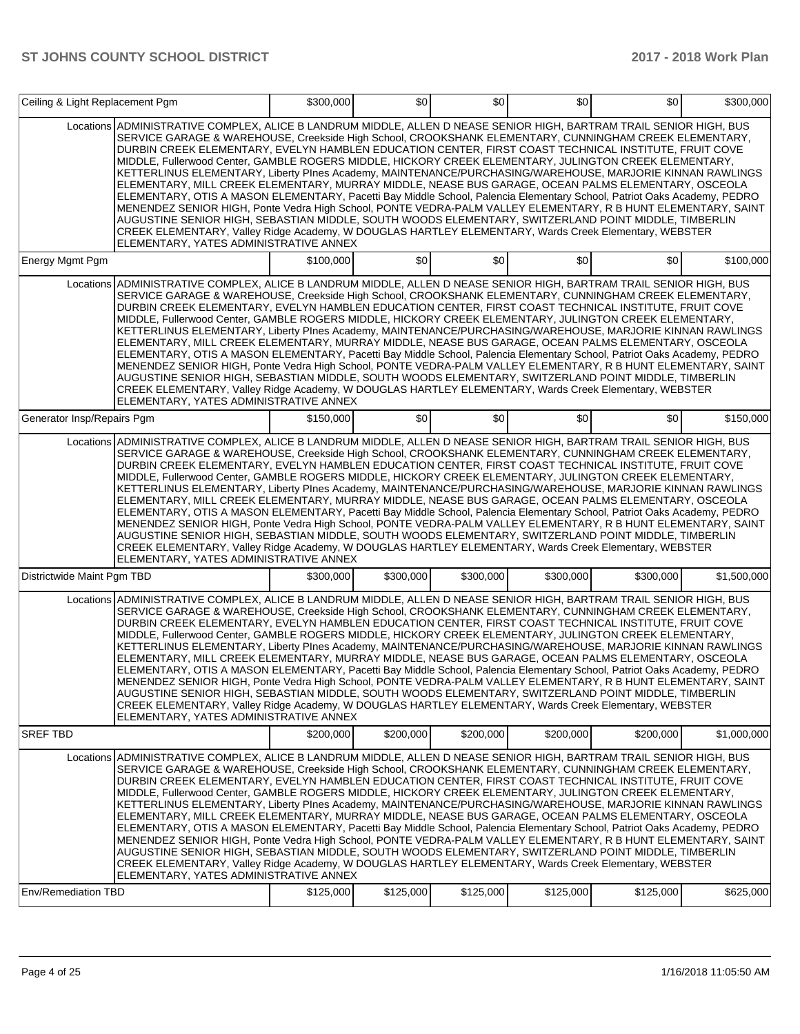| Ceiling & Light Replacement Pgm | | $300,000 | $0 | $0 | $0 | $0 | $300,000 |
|---|---|---|---|---|---|---|---|
| | Locations | ADMINISTRATIVE COMPLEX, ALICE B LANDRUM MIDDLE, ALLEN D NEASE SENIOR HIGH, BARTRAM TRAIL SENIOR HIGH, BUS SERVICE GARAGE & WAREHOUSE, Creekside High School, CROOKSHANK ELEMENTARY, CUNNINGHAM CREEK ELEMENTARY, DURBIN CREEK ELEMENTARY, EVELYN HAMBLEN EDUCATION CENTER, FIRST COAST TECHNICAL INSTITUTE, FRUIT COVE MIDDLE, Fullerwood Center, GAMBLE ROGERS MIDDLE, HICKORY CREEK ELEMENTARY, JULINGTON CREEK ELEMENTARY, KETTERLINUS ELEMENTARY, Liberty PInes Academy, MAINTENANCE/PURCHASING/WAREHOUSE, MARJORIE KINNAN RAWLINGS ELEMENTARY, MILL CREEK ELEMENTARY, MURRAY MIDDLE, NEASE BUS GARAGE, OCEAN PALMS ELEMENTARY, OSCEOLA ELEMENTARY, OTIS A MASON ELEMENTARY, Pacetti Bay Middle School, Palencia Elementary School, Patriot Oaks Academy, PEDRO MENENDEZ SENIOR HIGH, Ponte Vedra High School, PONTE VEDRA-PALM VALLEY ELEMENTARY, R B HUNT ELEMENTARY, SAINT AUGUSTINE SENIOR HIGH, SEBASTIAN MIDDLE, SOUTH WOODS ELEMENTARY, SWITZERLAND POINT MIDDLE, TIMBERLIN CREEK ELEMENTARY, Valley Ridge Academy, W DOUGLAS HARTLEY ELEMENTARY, Wards Creek Elementary, WEBSTER ELEMENTARY, YATES ADMINISTRATIVE ANNEX | | | | | |
| Energy Mgmt Pgm | | $100,000 | $0 | $0 | $0 | $0 | $100,000 |
| | Locations | ADMINISTRATIVE COMPLEX, ALICE B LANDRUM MIDDLE, ALLEN D NEASE SENIOR HIGH, BARTRAM TRAIL SENIOR HIGH, BUS SERVICE GARAGE & WAREHOUSE, Creekside High School, CROOKSHANK ELEMENTARY, CUNNINGHAM CREEK ELEMENTARY, DURBIN CREEK ELEMENTARY, EVELYN HAMBLEN EDUCATION CENTER, FIRST COAST TECHNICAL INSTITUTE, FRUIT COVE MIDDLE, Fullerwood Center, GAMBLE ROGERS MIDDLE, HICKORY CREEK ELEMENTARY, JULINGTON CREEK ELEMENTARY, KETTERLINUS ELEMENTARY, Liberty PInes Academy, MAINTENANCE/PURCHASING/WAREHOUSE, MARJORIE KINNAN RAWLINGS ELEMENTARY, MILL CREEK ELEMENTARY, MURRAY MIDDLE, NEASE BUS GARAGE, OCEAN PALMS ELEMENTARY, OSCEOLA ELEMENTARY, OTIS A MASON ELEMENTARY, Pacetti Bay Middle School, Palencia Elementary School, Patriot Oaks Academy, PEDRO MENENDEZ SENIOR HIGH, Ponte Vedra High School, PONTE VEDRA-PALM VALLEY ELEMENTARY, R B HUNT ELEMENTARY, SAINT AUGUSTINE SENIOR HIGH, SEBASTIAN MIDDLE, SOUTH WOODS ELEMENTARY, SWITZERLAND POINT MIDDLE, TIMBERLIN CREEK ELEMENTARY, Valley Ridge Academy, W DOUGLAS HARTLEY ELEMENTARY, Wards Creek Elementary, WEBSTER ELEMENTARY, YATES ADMINISTRATIVE ANNEX | | | | | |
| Generator Insp/Repairs Pgm | | $150,000 | $0 | $0 | $0 | $0 | $150,000 |
| | Locations | ADMINISTRATIVE COMPLEX, ALICE B LANDRUM MIDDLE, ALLEN D NEASE SENIOR HIGH, BARTRAM TRAIL SENIOR HIGH, BUS SERVICE GARAGE & WAREHOUSE, Creekside High School, CROOKSHANK ELEMENTARY, CUNNINGHAM CREEK ELEMENTARY, DURBIN CREEK ELEMENTARY, EVELYN HAMBLEN EDUCATION CENTER, FIRST COAST TECHNICAL INSTITUTE, FRUIT COVE MIDDLE, Fullerwood Center, GAMBLE ROGERS MIDDLE, HICKORY CREEK ELEMENTARY, JULINGTON CREEK ELEMENTARY, KETTERLINUS ELEMENTARY, Liberty PInes Academy, MAINTENANCE/PURCHASING/WAREHOUSE, MARJORIE KINNAN RAWLINGS ELEMENTARY, MILL CREEK ELEMENTARY, MURRAY MIDDLE, NEASE BUS GARAGE, OCEAN PALMS ELEMENTARY, OSCEOLA ELEMENTARY, OTIS A MASON ELEMENTARY, Pacetti Bay Middle School, Palencia Elementary School, Patriot Oaks Academy, PEDRO MENENDEZ SENIOR HIGH, Ponte Vedra High School, PONTE VEDRA-PALM VALLEY ELEMENTARY, R B HUNT ELEMENTARY, SAINT AUGUSTINE SENIOR HIGH, SEBASTIAN MIDDLE, SOUTH WOODS ELEMENTARY, SWITZERLAND POINT MIDDLE, TIMBERLIN CREEK ELEMENTARY, Valley Ridge Academy, W DOUGLAS HARTLEY ELEMENTARY, Wards Creek Elementary, WEBSTER ELEMENTARY, YATES ADMINISTRATIVE ANNEX | | | | | |
| Districtwide Maint Pgm TBD | | $300,000 | $300,000 | $300,000 | $300,000 | $300,000 | $1,500,000 |
| | Locations | ADMINISTRATIVE COMPLEX, ALICE B LANDRUM MIDDLE, ALLEN D NEASE SENIOR HIGH, BARTRAM TRAIL SENIOR HIGH, BUS SERVICE GARAGE & WAREHOUSE, Creekside High School, CROOKSHANK ELEMENTARY, CUNNINGHAM CREEK ELEMENTARY, DURBIN CREEK ELEMENTARY, EVELYN HAMBLEN EDUCATION CENTER, FIRST COAST TECHNICAL INSTITUTE, FRUIT COVE MIDDLE, Fullerwood Center, GAMBLE ROGERS MIDDLE, HICKORY CREEK ELEMENTARY, JULINGTON CREEK ELEMENTARY, KETTERLINUS ELEMENTARY, Liberty PInes Academy, MAINTENANCE/PURCHASING/WAREHOUSE, MARJORIE KINNAN RAWLINGS ELEMENTARY, MILL CREEK ELEMENTARY, MURRAY MIDDLE, NEASE BUS GARAGE, OCEAN PALMS ELEMENTARY, OSCEOLA ELEMENTARY, OTIS A MASON ELEMENTARY, Pacetti Bay Middle School, Palencia Elementary School, Patriot Oaks Academy, PEDRO MENENDEZ SENIOR HIGH, Ponte Vedra High School, PONTE VEDRA-PALM VALLEY ELEMENTARY, R B HUNT ELEMENTARY, SAINT AUGUSTINE SENIOR HIGH, SEBASTIAN MIDDLE, SOUTH WOODS ELEMENTARY, SWITZERLAND POINT MIDDLE, TIMBERLIN CREEK ELEMENTARY, Valley Ridge Academy, W DOUGLAS HARTLEY ELEMENTARY, Wards Creek Elementary, WEBSTER ELEMENTARY, YATES ADMINISTRATIVE ANNEX | | | | | |
| SREF TBD | | $200,000 | $200,000 | $200,000 | $200,000 | $200,000 | $1,000,000 |
| | Locations | ADMINISTRATIVE COMPLEX, ALICE B LANDRUM MIDDLE, ALLEN D NEASE SENIOR HIGH, BARTRAM TRAIL SENIOR HIGH, BUS SERVICE GARAGE & WAREHOUSE, Creekside High School, CROOKSHANK ELEMENTARY, CUNNINGHAM CREEK ELEMENTARY, DURBIN CREEK ELEMENTARY, EVELYN HAMBLEN EDUCATION CENTER, FIRST COAST TECHNICAL INSTITUTE, FRUIT COVE MIDDLE, Fullerwood Center, GAMBLE ROGERS MIDDLE, HICKORY CREEK ELEMENTARY, JULINGTON CREEK ELEMENTARY, KETTERLINUS ELEMENTARY, Liberty PInes Academy, MAINTENANCE/PURCHASING/WAREHOUSE, MARJORIE KINNAN RAWLINGS ELEMENTARY, MILL CREEK ELEMENTARY, MURRAY MIDDLE, NEASE BUS GARAGE, OCEAN PALMS ELEMENTARY, OSCEOLA ELEMENTARY, OTIS A MASON ELEMENTARY, Pacetti Bay Middle School, Palencia Elementary School, Patriot Oaks Academy, PEDRO MENENDEZ SENIOR HIGH, Ponte Vedra High School, PONTE VEDRA-PALM VALLEY ELEMENTARY, R B HUNT ELEMENTARY, SAINT AUGUSTINE SENIOR HIGH, SEBASTIAN MIDDLE, SOUTH WOODS ELEMENTARY, SWITZERLAND POINT MIDDLE, TIMBERLIN CREEK ELEMENTARY, Valley Ridge Academy, W DOUGLAS HARTLEY ELEMENTARY, Wards Creek Elementary, WEBSTER ELEMENTARY, YATES ADMINISTRATIVE ANNEX | | | | | |
| Env/Remediation TBD | | $125,000 | $125,000 | $125,000 | $125,000 | $125,000 | $625,000 |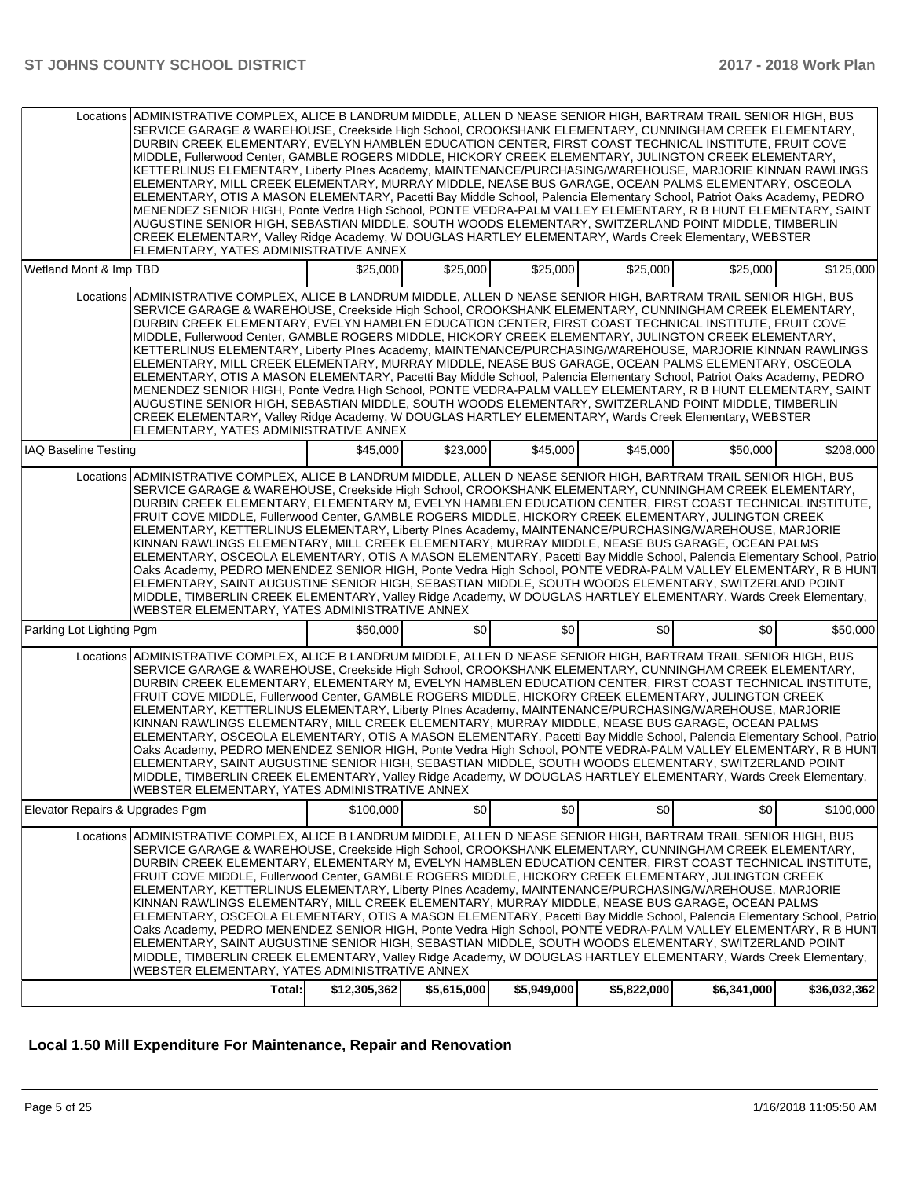| | | | | | | |
|---|---|---|---|---|---|---|
| Locations | ADMINISTRATIVE COMPLEX, ALICE B LANDRUM MIDDLE, ALLEN D NEASE SENIOR HIGH, BARTRAM TRAIL SENIOR HIGH, BUS SERVICE GARAGE & WAREHOUSE, Creekside High School, CROOKSHANK ELEMENTARY, CUNNINGHAM CREEK ELEMENTARY, DURBIN CREEK ELEMENTARY, EVELYN HAMBLEN EDUCATION CENTER, FIRST COAST TECHNICAL INSTITUTE, FRUIT COVE MIDDLE, Fullerwood Center, GAMBLE ROGERS MIDDLE, HICKORY CREEK ELEMENTARY, JULINGTON CREEK ELEMENTARY, KETTERLINUS ELEMENTARY, Liberty PInes Academy, MAINTENANCE/PURCHASING/WAREHOUSE, MARJORIE KINNAN RAWLINGS ELEMENTARY, MILL CREEK ELEMENTARY, MURRAY MIDDLE, NEASE BUS GARAGE, OCEAN PALMS ELEMENTARY, OSCEOLA ELEMENTARY, OTIS A MASON ELEMENTARY, Pacetti Bay Middle School, Palencia Elementary School, Patriot Oaks Academy, PEDRO MENENDEZ SENIOR HIGH, Ponte Vedra High School, PONTE VEDRA-PALM VALLEY ELEMENTARY, R B HUNT ELEMENTARY, SAINT AUGUSTINE SENIOR HIGH, SEBASTIAN MIDDLE, SOUTH WOODS ELEMENTARY, SWITZERLAND POINT MIDDLE, TIMBERLIN CREEK ELEMENTARY, Valley Ridge Academy, W DOUGLAS HARTLEY ELEMENTARY, Wards Creek Elementary, WEBSTER ELEMENTARY, YATES ADMINISTRATIVE ANNEX | | | | | |
| Wetland Mont & Imp TBD | | $25,000 | $25,000 | $25,000 | $25,000 | $25,000 | $125,000 |
| Locations | ADMINISTRATIVE COMPLEX, ALICE B LANDRUM MIDDLE, ALLEN D NEASE SENIOR HIGH, BARTRAM TRAIL SENIOR HIGH, BUS SERVICE GARAGE & WAREHOUSE, Creekside High School, CROOKSHANK ELEMENTARY, CUNNINGHAM CREEK ELEMENTARY, DURBIN CREEK ELEMENTARY, EVELYN HAMBLEN EDUCATION CENTER, FIRST COAST TECHNICAL INSTITUTE, FRUIT COVE MIDDLE, Fullerwood Center, GAMBLE ROGERS MIDDLE, HICKORY CREEK ELEMENTARY, JULINGTON CREEK ELEMENTARY, KETTERLINUS ELEMENTARY, Liberty PInes Academy, MAINTENANCE/PURCHASING/WAREHOUSE, MARJORIE KINNAN RAWLINGS ELEMENTARY, MILL CREEK ELEMENTARY, MURRAY MIDDLE, NEASE BUS GARAGE, OCEAN PALMS ELEMENTARY, OSCEOLA ELEMENTARY, OTIS A MASON ELEMENTARY, Pacetti Bay Middle School, Palencia Elementary School, Patriot Oaks Academy, PEDRO MENENDEZ SENIOR HIGH, Ponte Vedra High School, PONTE VEDRA-PALM VALLEY ELEMENTARY, R B HUNT ELEMENTARY, SAINT AUGUSTINE SENIOR HIGH, SEBASTIAN MIDDLE, SOUTH WOODS ELEMENTARY, SWITZERLAND POINT MIDDLE, TIMBERLIN CREEK ELEMENTARY, Valley Ridge Academy, W DOUGLAS HARTLEY ELEMENTARY, Wards Creek Elementary, WEBSTER ELEMENTARY, YATES ADMINISTRATIVE ANNEX | | | | | |
| IAQ Baseline Testing | | $45,000 | $23,000 | $45,000 | $45,000 | $50,000 | $208,000 |
| Locations | ADMINISTRATIVE COMPLEX, ALICE B LANDRUM MIDDLE, ALLEN D NEASE SENIOR HIGH, BARTRAM TRAIL SENIOR HIGH, BUS SERVICE GARAGE & WAREHOUSE, Creekside High School, CROOKSHANK ELEMENTARY, CUNNINGHAM CREEK ELEMENTARY, DURBIN CREEK ELEMENTARY, ELEMENTARY M, EVELYN HAMBLEN EDUCATION CENTER, FIRST COAST TECHNICAL INSTITUTE, FRUIT COVE MIDDLE, Fullerwood Center, GAMBLE ROGERS MIDDLE, HICKORY CREEK ELEMENTARY, JULINGTON CREEK ELEMENTARY, KETTERLINUS ELEMENTARY, Liberty PInes Academy, MAINTENANCE/PURCHASING/WAREHOUSE, MARJORIE KINNAN RAWLINGS ELEMENTARY, MILL CREEK ELEMENTARY, MURRAY MIDDLE, NEASE BUS GARAGE, OCEAN PALMS ELEMENTARY, OSCEOLA ELEMENTARY, OTIS A MASON ELEMENTARY, Pacetti Bay Middle School, Palencia Elementary School, Patriot Oaks Academy, PEDRO MENENDEZ SENIOR HIGH, Ponte Vedra High School, PONTE VEDRA-PALM VALLEY ELEMENTARY, R B HUNT ELEMENTARY, SAINT AUGUSTINE SENIOR HIGH, SEBASTIAN MIDDLE, SOUTH WOODS ELEMENTARY, SWITZERLAND POINT MIDDLE, TIMBERLIN CREEK ELEMENTARY, Valley Ridge Academy, W DOUGLAS HARTLEY ELEMENTARY, Wards Creek Elementary, WEBSTER ELEMENTARY, YATES ADMINISTRATIVE ANNEX | | | | | |
| Parking Lot Lighting Pgm | | $50,000 | $0 | $0 | $0 | $0 | $50,000 |
| Locations | ADMINISTRATIVE COMPLEX, ALICE B LANDRUM MIDDLE, ALLEN D NEASE SENIOR HIGH, BARTRAM TRAIL SENIOR HIGH, BUS SERVICE GARAGE & WAREHOUSE, Creekside High School, CROOKSHANK ELEMENTARY, CUNNINGHAM CREEK ELEMENTARY, DURBIN CREEK ELEMENTARY, ELEMENTARY M, EVELYN HAMBLEN EDUCATION CENTER, FIRST COAST TECHNICAL INSTITUTE, FRUIT COVE MIDDLE, Fullerwood Center, GAMBLE ROGERS MIDDLE, HICKORY CREEK ELEMENTARY, JULINGTON CREEK ELEMENTARY, KETTERLINUS ELEMENTARY, Liberty PInes Academy, MAINTENANCE/PURCHASING/WAREHOUSE, MARJORIE KINNAN RAWLINGS ELEMENTARY, MILL CREEK ELEMENTARY, MURRAY MIDDLE, NEASE BUS GARAGE, OCEAN PALMS ELEMENTARY, OSCEOLA ELEMENTARY, OTIS A MASON ELEMENTARY, Pacetti Bay Middle School, Palencia Elementary School, Patriot Oaks Academy, PEDRO MENENDEZ SENIOR HIGH, Ponte Vedra High School, PONTE VEDRA-PALM VALLEY ELEMENTARY, R B HUNT ELEMENTARY, SAINT AUGUSTINE SENIOR HIGH, SEBASTIAN MIDDLE, SOUTH WOODS ELEMENTARY, SWITZERLAND POINT MIDDLE, TIMBERLIN CREEK ELEMENTARY, Valley Ridge Academy, W DOUGLAS HARTLEY ELEMENTARY, Wards Creek Elementary, WEBSTER ELEMENTARY, YATES ADMINISTRATIVE ANNEX | | | | | |
| Elevator Repairs & Upgrades Pgm | | $100,000 | $0 | $0 | $0 | $0 | $100,000 |
| Locations | ADMINISTRATIVE COMPLEX, ALICE B LANDRUM MIDDLE, ALLEN D NEASE SENIOR HIGH, BARTRAM TRAIL SENIOR HIGH, BUS SERVICE GARAGE & WAREHOUSE, Creekside High School, CROOKSHANK ELEMENTARY, CUNNINGHAM CREEK ELEMENTARY, DURBIN CREEK ELEMENTARY, ELEMENTARY M, EVELYN HAMBLEN EDUCATION CENTER, FIRST COAST TECHNICAL INSTITUTE, FRUIT COVE MIDDLE, Fullerwood Center, GAMBLE ROGERS MIDDLE, HICKORY CREEK ELEMENTARY, JULINGTON CREEK ELEMENTARY, KETTERLINUS ELEMENTARY, Liberty PInes Academy, MAINTENANCE/PURCHASING/WAREHOUSE, MARJORIE KINNAN RAWLINGS ELEMENTARY, MILL CREEK ELEMENTARY, MURRAY MIDDLE, NEASE BUS GARAGE, OCEAN PALMS ELEMENTARY, OSCEOLA ELEMENTARY, OTIS A MASON ELEMENTARY, Pacetti Bay Middle School, Palencia Elementary School, Patriot Oaks Academy, PEDRO MENENDEZ SENIOR HIGH, Ponte Vedra High School, PONTE VEDRA-PALM VALLEY ELEMENTARY, R B HUNT ELEMENTARY, SAINT AUGUSTINE SENIOR HIGH, SEBASTIAN MIDDLE, SOUTH WOODS ELEMENTARY, SWITZERLAND POINT MIDDLE, TIMBERLIN CREEK ELEMENTARY, Valley Ridge Academy, W DOUGLAS HARTLEY ELEMENTARY, Wards Creek Elementary, WEBSTER ELEMENTARY, YATES ADMINISTRATIVE ANNEX | | | | | |
| | Total: | $12,305,362 | $5,615,000 | $5,949,000 | $5,822,000 | $6,341,000 | $36,032,362 |

## Local 1.50 Mill Expenditure For Maintenance, Repair and Renovation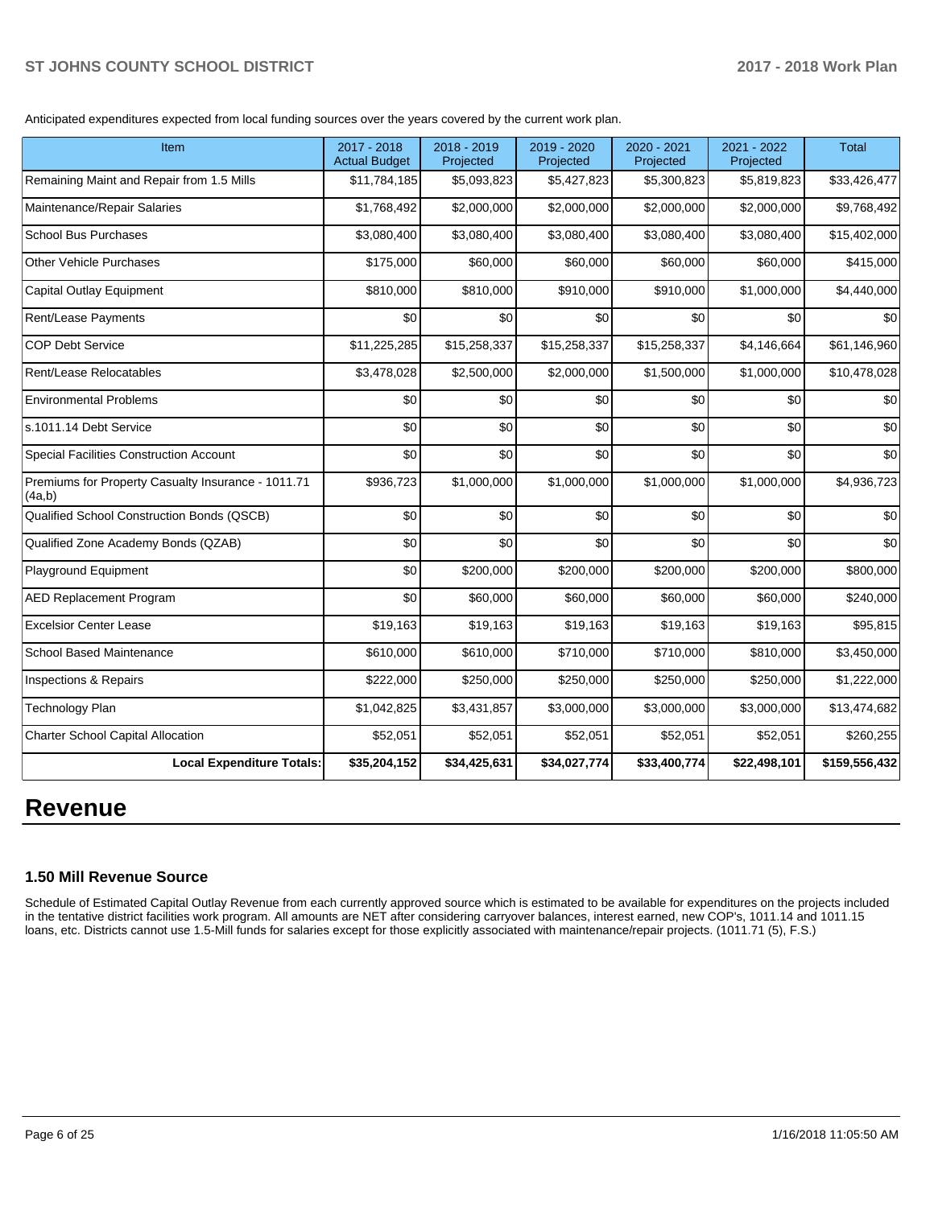Anticipated expenditures expected from local funding sources over the years covered by the current work plan.

| Item | 2017 - 2018 Actual Budget | 2018 - 2019 Projected | 2019 - 2020 Projected | 2020 - 2021 Projected | 2021 - 2022 Projected | Total |
|---|---|---|---|---|---|---|
| Remaining Maint and Repair from 1.5 Mills | $11,784,185 | $5,093,823 | $5,427,823 | $5,300,823 | $5,819,823 | $33,426,477 |
| Maintenance/Repair Salaries | $1,768,492 | $2,000,000 | $2,000,000 | $2,000,000 | $2,000,000 | $9,768,492 |
| School Bus Purchases | $3,080,400 | $3,080,400 | $3,080,400 | $3,080,400 | $3,080,400 | $15,402,000 |
| Other Vehicle Purchases | $175,000 | $60,000 | $60,000 | $60,000 | $60,000 | $415,000 |
| Capital Outlay Equipment | $810,000 | $810,000 | $910,000 | $910,000 | $1,000,000 | $4,440,000 |
| Rent/Lease Payments | $0 | $0 | $0 | $0 | $0 | $0 |
| COP Debt Service | $11,225,285 | $15,258,337 | $15,258,337 | $15,258,337 | $4,146,664 | $61,146,960 |
| Rent/Lease Relocatables | $3,478,028 | $2,500,000 | $2,000,000 | $1,500,000 | $1,000,000 | $10,478,028 |
| Environmental Problems | $0 | $0 | $0 | $0 | $0 | $0 |
| s.1011.14 Debt Service | $0 | $0 | $0 | $0 | $0 | $0 |
| Special Facilities Construction Account | $0 | $0 | $0 | $0 | $0 | $0 |
| Premiums for Property Casualty Insurance - 1011.71 (4a,b) | $936,723 | $1,000,000 | $1,000,000 | $1,000,000 | $1,000,000 | $4,936,723 |
| Qualified School Construction Bonds (QSCB) | $0 | $0 | $0 | $0 | $0 | $0 |
| Qualified Zone Academy Bonds (QZAB) | $0 | $0 | $0 | $0 | $0 | $0 |
| Playground Equipment | $0 | $200,000 | $200,000 | $200,000 | $200,000 | $800,000 |
| AED Replacement Program | $0 | $60,000 | $60,000 | $60,000 | $60,000 | $240,000 |
| Excelsior Center Lease | $19,163 | $19,163 | $19,163 | $19,163 | $19,163 | $95,815 |
| School Based Maintenance | $610,000 | $610,000 | $710,000 | $710,000 | $810,000 | $3,450,000 |
| Inspections & Repairs | $222,000 | $250,000 | $250,000 | $250,000 | $250,000 | $1,222,000 |
| Technology Plan | $1,042,825 | $3,431,857 | $3,000,000 | $3,000,000 | $3,000,000 | $13,474,682 |
| Charter School Capital Allocation | $52,051 | $52,051 | $52,051 | $52,051 | $52,051 | $260,255 |
| **Local Expenditure Totals:** | **$35,204,152** | **$34,425,631** | **$34,027,774** | **$33,400,774** | **$22,498,101** | **$159,556,432** |

# Revenue

### 1.50 Mill Revenue Source

Schedule of Estimated Capital Outlay Revenue from each currently approved source which is estimated to be available for expenditures on the projects included in the tentative district facilities work program. All amounts are NET after considering carryover balances, interest earned, new COP's, 1011.14 and 1011.15 loans, etc. Districts cannot use 1.5-Mill funds for salaries except for those explicitly associated with maintenance/repair projects. (1011.71 (5), F.S.)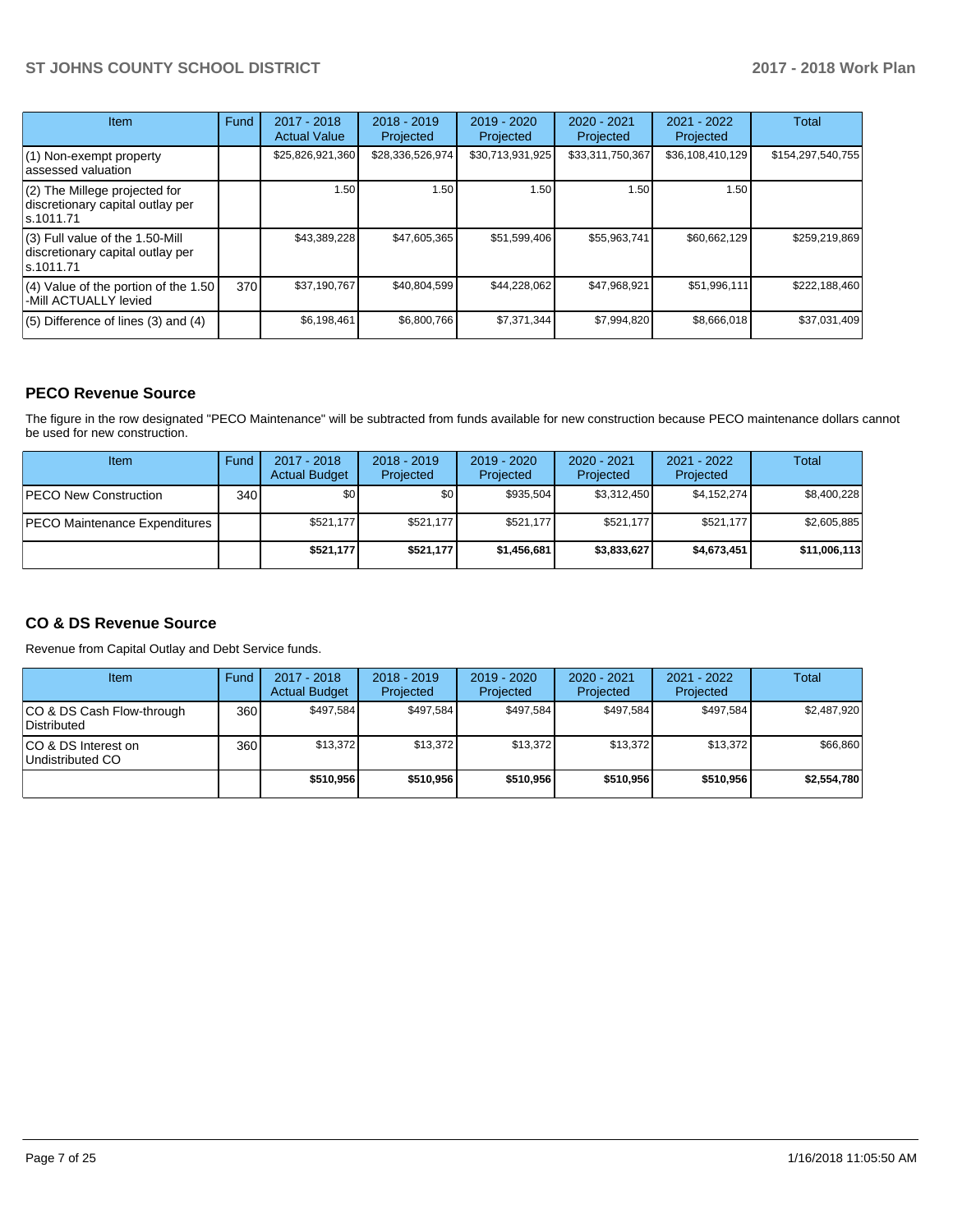| Item | Fund | 2017 - 2018 Actual Value | 2018 - 2019 Projected | 2019 - 2020 Projected | 2020 - 2021 Projected | 2021 - 2022 Projected | Total |
|---|---|---|---|---|---|---|---|
| (1) Non-exempt property assessed valuation | | $25,826,921,360 | $28,336,526,974 | $30,713,931,925 | $33,311,750,367 | $36,108,410,129 | $154,297,540,755 |
| (2) The Millege projected for discretionary capital outlay per s.1011.71 | | 1.50 | 1.50 | 1.50 | 1.50 | 1.50 | |
| (3) Full value of the 1.50-Mill discretionary capital outlay per s.1011.71 | | $43,389,228 | $47,605,365 | $51,599,406 | $55,963,741 | $60,662,129 | $259,219,869 |
| (4) Value of the portion of the 1.50 -Mill ACTUALLY levied | 370 | $37,190,767 | $40,804,599 | $44,228,062 | $47,968,921 | $51,996,111 | $222,188,460 |
| (5) Difference of lines (3) and (4) | | $6,198,461 | $6,800,766 | $7,371,344 | $7,994,820 | $8,666,018 | $37,031,409 |

## PECO Revenue Source

The figure in the row designated "PECO Maintenance" will be subtracted from funds available for new construction because PECO maintenance dollars cannot be used for new construction.

| Item | Fund | 2017 - 2018 Actual Budget | 2018 - 2019 Projected | 2019 - 2020 Projected | 2020 - 2021 Projected | 2021 - 2022 Projected | Total |
|---|---|---|---|---|---|---|---|
| PECO New Construction | 340 | $0 | $0 | $935,504 | $3,312,450 | $4,152,274 | $8,400,228 |
| PECO Maintenance Expenditures | | $521,177 | $521,177 | $521,177 | $521,177 | $521,177 | $2,605,885 |
| | | **$521,177** | **$521,177** | **$1,456,681** | **$3,833,627** | **$4,673,451** | **$11,006,113** |

## CO & DS Revenue Source

Revenue from Capital Outlay and Debt Service funds.

| Item | Fund | 2017 - 2018 Actual Budget | 2018 - 2019 Projected | 2019 - 2020 Projected | 2020 - 2021 Projected | 2021 - 2022 Projected | Total |
|---|---|---|---|---|---|---|---|
| CO & DS Cash Flow-through Distributed | 360 | $497,584 | $497,584 | $497,584 | $497,584 | $497,584 | $2,487,920 |
| CO & DS Interest on Undistributed CO | 360 | $13,372 | $13,372 | $13,372 | $13,372 | $13,372 | $66,860 |
| | | **$510,956** | **$510,956** | **$510,956** | **$510,956** | **$510,956** | **$2,554,780** |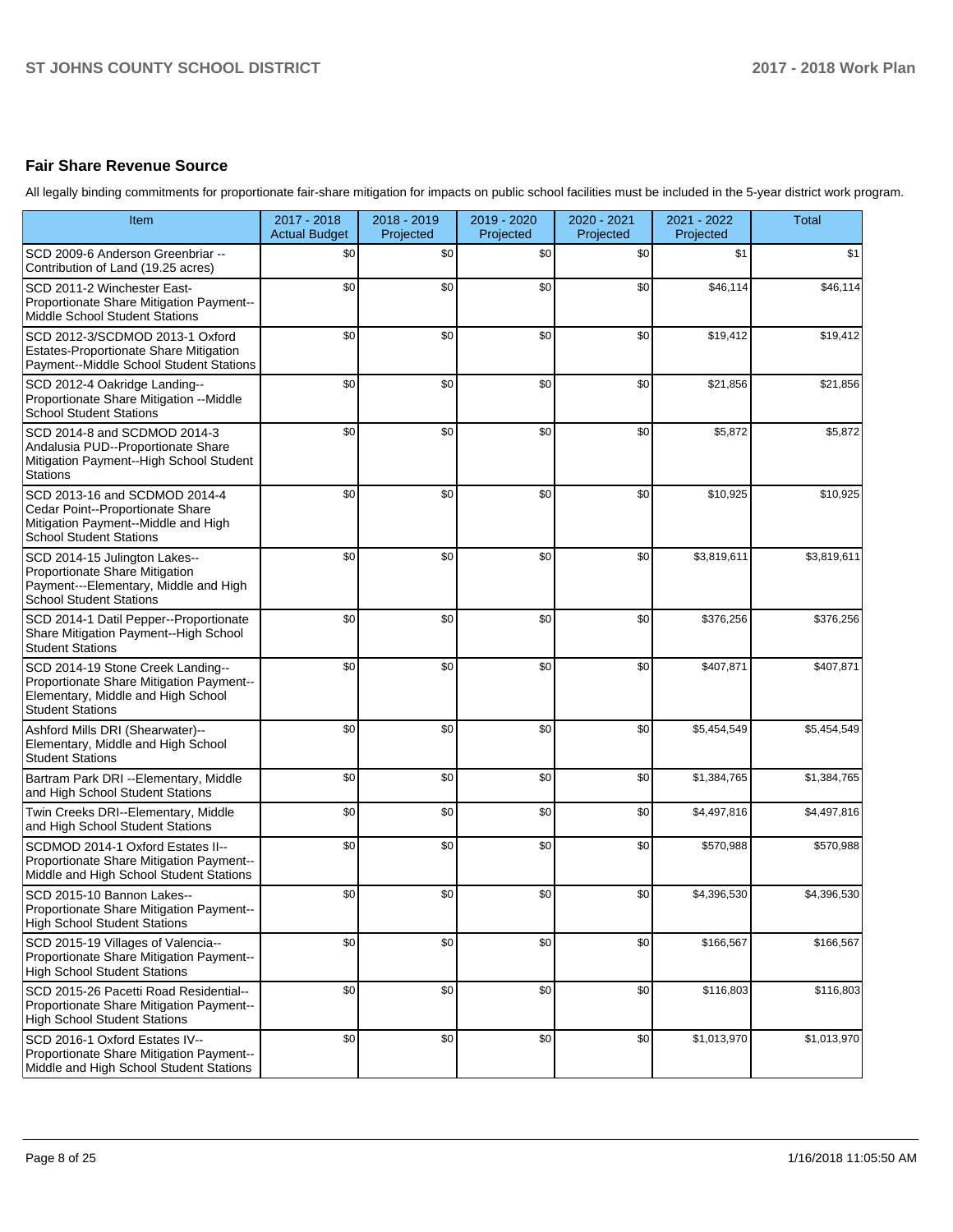## Fair Share Revenue Source

All legally binding commitments for proportionate fair-share mitigation for impacts on public school facilities must be included in the 5-year district work program.

| Item | 2017 - 2018 Actual Budget | 2018 - 2019 Projected | 2019 - 2020 Projected | 2020 - 2021 Projected | 2021 - 2022 Projected | Total |
|---|---|---|---|---|---|---|
| SCD 2009-6 Anderson Greenbriar -- Contribution of Land (19.25 acres) | $0 | $0 | $0 | $0 | $1 | $1 |
| SCD 2011-2 Winchester East- Proportionate Share Mitigation Payment-- Middle School Student Stations | $0 | $0 | $0 | $0 | $46,114 | $46,114 |
| SCD 2012-3/SCDMOD 2013-1 Oxford Estates-Proportionate Share Mitigation Payment--Middle School Student Stations | $0 | $0 | $0 | $0 | $19,412 | $19,412 |
| SCD 2012-4 Oakridge Landing-- Proportionate Share Mitigation --Middle School Student Stations | $0 | $0 | $0 | $0 | $21,856 | $21,856 |
| SCD 2014-8 and SCDMOD 2014-3 Andalusia PUD--Proportionate Share Mitigation Payment--High School Student Stations | $0 | $0 | $0 | $0 | $5,872 | $5,872 |
| SCD 2013-16 and SCDMOD 2014-4 Cedar Point--Proportionate Share Mitigation Payment--Middle and High School Student Stations | $0 | $0 | $0 | $0 | $10,925 | $10,925 |
| SCD 2014-15 Julington Lakes-- Proportionate Share Mitigation Payment---Elementary, Middle and High School Student Stations | $0 | $0 | $0 | $0 | $3,819,611 | $3,819,611 |
| SCD 2014-1 Datil Pepper--Proportionate Share Mitigation Payment--High School Student Stations | $0 | $0 | $0 | $0 | $376,256 | $376,256 |
| SCD 2014-19 Stone Creek Landing-- Proportionate Share Mitigation Payment-- Elementary, Middle and High School Student Stations | $0 | $0 | $0 | $0 | $407,871 | $407,871 |
| Ashford Mills DRI (Shearwater)-- Elementary, Middle and High School Student Stations | $0 | $0 | $0 | $0 | $5,454,549 | $5,454,549 |
| Bartram Park DRI --Elementary, Middle and High School Student Stations | $0 | $0 | $0 | $0 | $1,384,765 | $1,384,765 |
| Twin Creeks DRI--Elementary, Middle and High School Student Stations | $0 | $0 | $0 | $0 | $4,497,816 | $4,497,816 |
| SCDMOD 2014-1 Oxford Estates II-- Proportionate Share Mitigation Payment-- Middle and High School Student Stations | $0 | $0 | $0 | $0 | $570,988 | $570,988 |
| SCD 2015-10 Bannon Lakes-- Proportionate Share Mitigation Payment-- High School Student Stations | $0 | $0 | $0 | $0 | $4,396,530 | $4,396,530 |
| SCD 2015-19 Villages of Valencia-- Proportionate Share Mitigation Payment-- High School Student Stations | $0 | $0 | $0 | $0 | $166,567 | $166,567 |
| SCD 2015-26 Pacetti Road Residential-- Proportionate Share Mitigation Payment-- High School Student Stations | $0 | $0 | $0 | $0 | $116,803 | $116,803 |
| SCD 2016-1 Oxford Estates IV-- Proportionate Share Mitigation Payment-- Middle and High School Student Stations | $0 | $0 | $0 | $0 | $1,013,970 | $1,013,970 |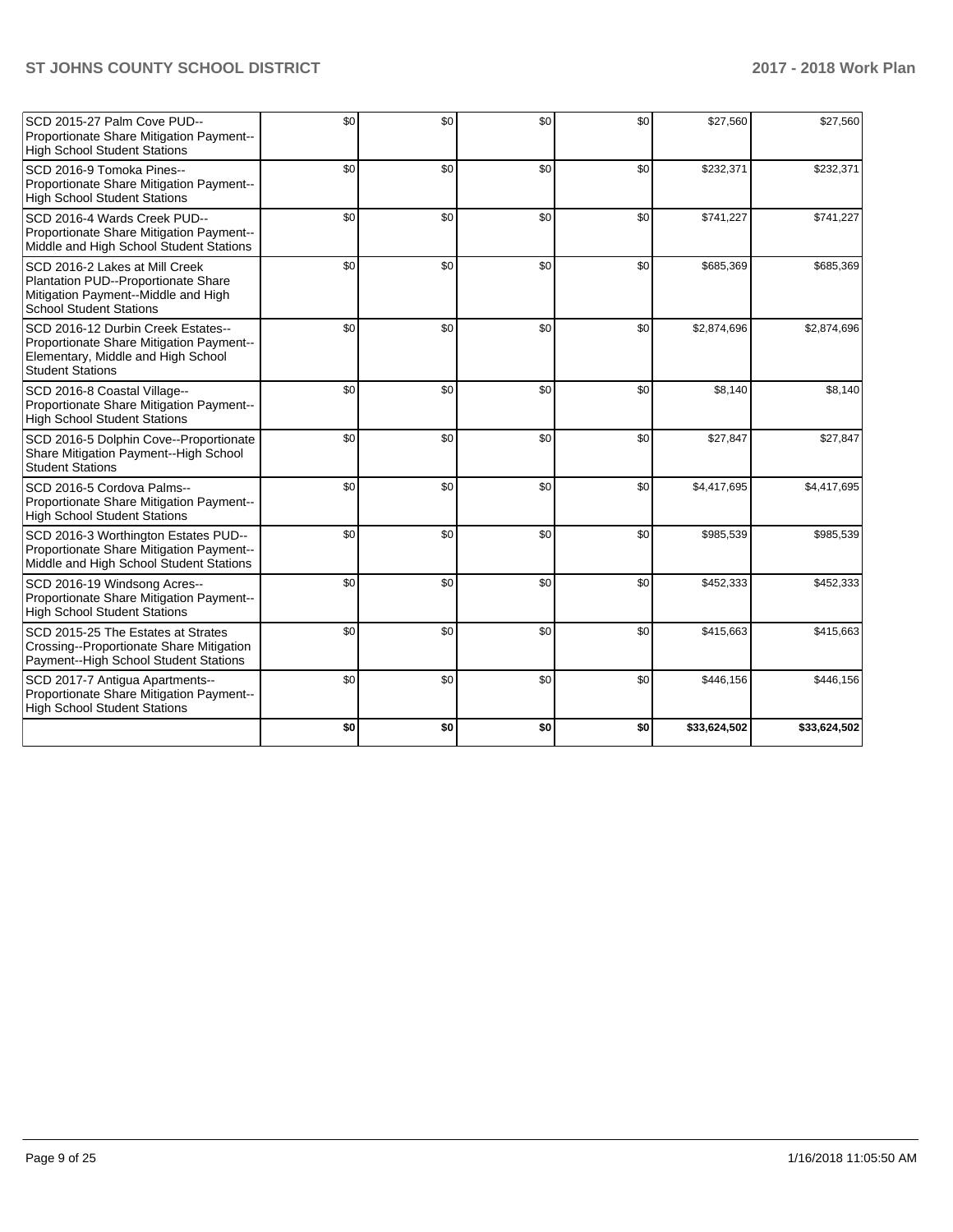| | | | | | | |
|---|---|---|---|---|---|---|
| SCD 2015-27 Palm Cove PUD--Proportionate Share Mitigation Payment--High School Student Stations | $0 | $0 | $0 | $0 | $27,560 | $27,560 |
| SCD 2016-9 Tomoka Pines--Proportionate Share Mitigation Payment--High School Student Stations | $0 | $0 | $0 | $0 | $232,371 | $232,371 |
| SCD 2016-4 Wards Creek PUD--Proportionate Share Mitigation Payment--Middle and High School Student Stations | $0 | $0 | $0 | $0 | $741,227 | $741,227 |
| SCD 2016-2 Lakes at Mill Creek Plantation PUD--Proportionate Share Mitigation Payment--Middle and High School Student Stations | $0 | $0 | $0 | $0 | $685,369 | $685,369 |
| SCD 2016-12 Durbin Creek Estates--Proportionate Share Mitigation Payment--Elementary, Middle and High School Student Stations | $0 | $0 | $0 | $0 | $2,874,696 | $2,874,696 |
| SCD 2016-8 Coastal Village--Proportionate Share Mitigation Payment--High School Student Stations | $0 | $0 | $0 | $0 | $8,140 | $8,140 |
| SCD 2016-5 Dolphin Cove--Proportionate Share Mitigation Payment--High School Student Stations | $0 | $0 | $0 | $0 | $27,847 | $27,847 |
| SCD 2016-5 Cordova Palms--Proportionate Share Mitigation Payment--High School Student Stations | $0 | $0 | $0 | $0 | $4,417,695 | $4,417,695 |
| SCD 2016-3 Worthington Estates PUD--Proportionate Share Mitigation Payment--Middle and High School Student Stations | $0 | $0 | $0 | $0 | $985,539 | $985,539 |
| SCD 2016-19 Windsong Acres--Proportionate Share Mitigation Payment--High School Student Stations | $0 | $0 | $0 | $0 | $452,333 | $452,333 |
| SCD 2015-25 The Estates at Strates Crossing--Proportionate Share Mitigation Payment--High School Student Stations | $0 | $0 | $0 | $0 | $415,663 | $415,663 |
| SCD 2017-7 Antigua Apartments--Proportionate Share Mitigation Payment--High School Student Stations | $0 | $0 | $0 | $0 | $446,156 | $446,156 |
| | **$0** | **$0** | **$0** | **$0** | **$33,624,502** | **$33,624,502** |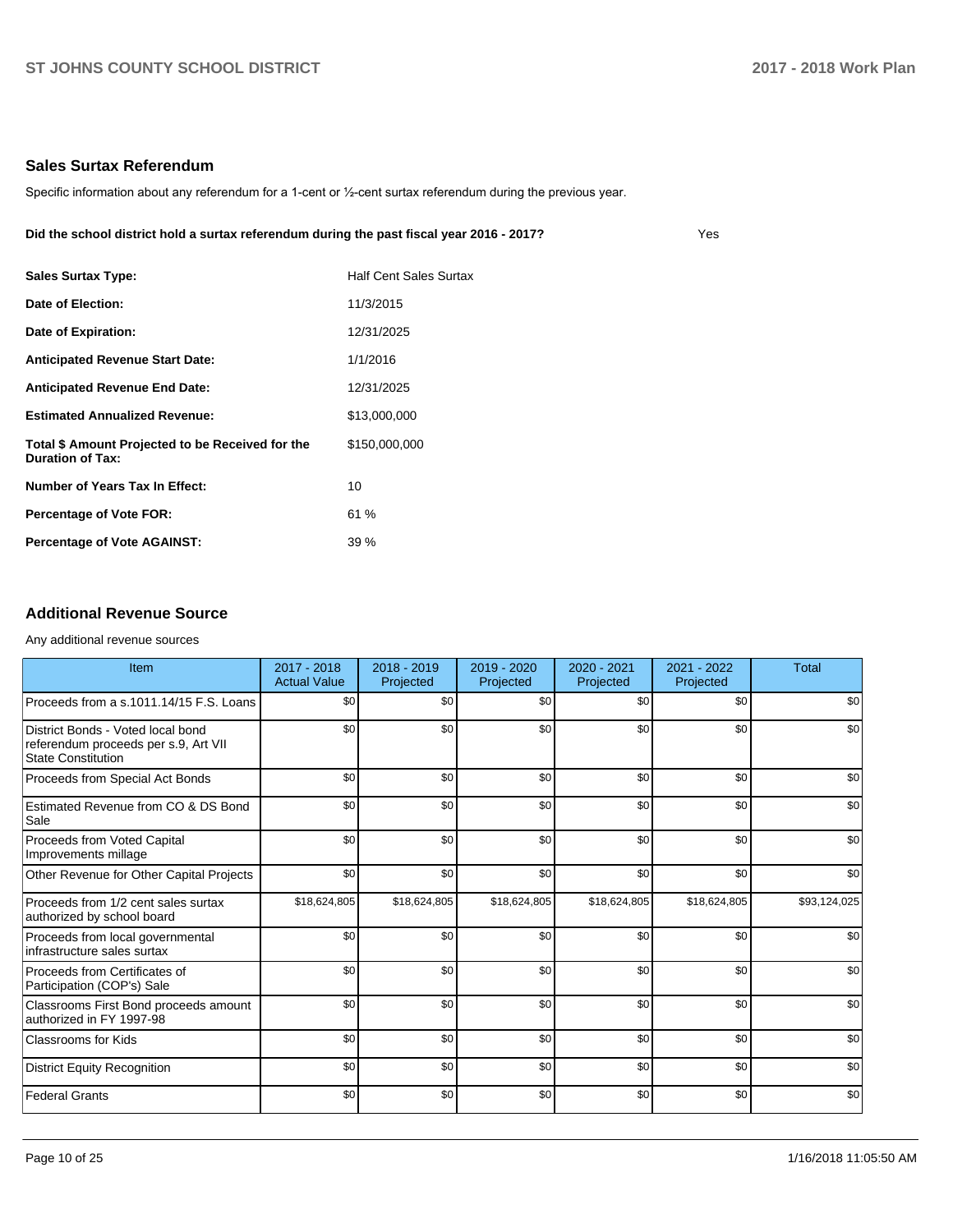## Sales Surtax Referendum

Specific information about any referendum for a 1-cent or ½-cent surtax referendum during the previous year.

**Did the school district hold a surtax referendum during the past fiscal year 2016 - 2017?** Yes

| | |
|---|---|
| **Sales Surtax Type:** | Half Cent Sales Surtax |
| **Date of Election:** | 11/3/2015 |
| **Date of Expiration:** | 12/31/2025 |
| **Anticipated Revenue Start Date:** | 1/1/2016 |
| **Anticipated Revenue End Date:** | 12/31/2025 |
| **Estimated Annualized Revenue:** | $13,000,000 |
| **Total $ Amount Projected to be Received for the Duration of Tax:** | $150,000,000 |
| **Number of Years Tax In Effect:** | 10 |
| **Percentage of Vote FOR:** | 61 % |
| **Percentage of Vote AGAINST:** | 39 % |

## Additional Revenue Source

Any additional revenue sources

| Item | 2017 - 2018 Actual Value | 2018 - 2019 Projected | 2019 - 2020 Projected | 2020 - 2021 Projected | 2021 - 2022 Projected | Total |
|---|---|---|---|---|---|---|
| Proceeds from a s.1011.14/15 F.S. Loans | $0 | $0 | $0 | $0 | $0 | $0 |
| District Bonds - Voted local bond referendum proceeds per s.9, Art VII State Constitution | $0 | $0 | $0 | $0 | $0 | $0 |
| Proceeds from Special Act Bonds | $0 | $0 | $0 | $0 | $0 | $0 |
| Estimated Revenue from CO & DS Bond Sale | $0 | $0 | $0 | $0 | $0 | $0 |
| Proceeds from Voted Capital Improvements millage | $0 | $0 | $0 | $0 | $0 | $0 |
| Other Revenue for Other Capital Projects | $0 | $0 | $0 | $0 | $0 | $0 |
| Proceeds from 1/2 cent sales surtax authorized by school board | $18,624,805 | $18,624,805 | $18,624,805 | $18,624,805 | $18,624,805 | $93,124,025 |
| Proceeds from local governmental infrastructure sales surtax | $0 | $0 | $0 | $0 | $0 | $0 |
| Proceeds from Certificates of Participation (COP's) Sale | $0 | $0 | $0 | $0 | $0 | $0 |
| Classrooms First Bond proceeds amount authorized in FY 1997-98 | $0 | $0 | $0 | $0 | $0 | $0 |
| Classrooms for Kids | $0 | $0 | $0 | $0 | $0 | $0 |
| District Equity Recognition | $0 | $0 | $0 | $0 | $0 | $0 |
| Federal Grants | $0 | $0 | $0 | $0 | $0 | $0 |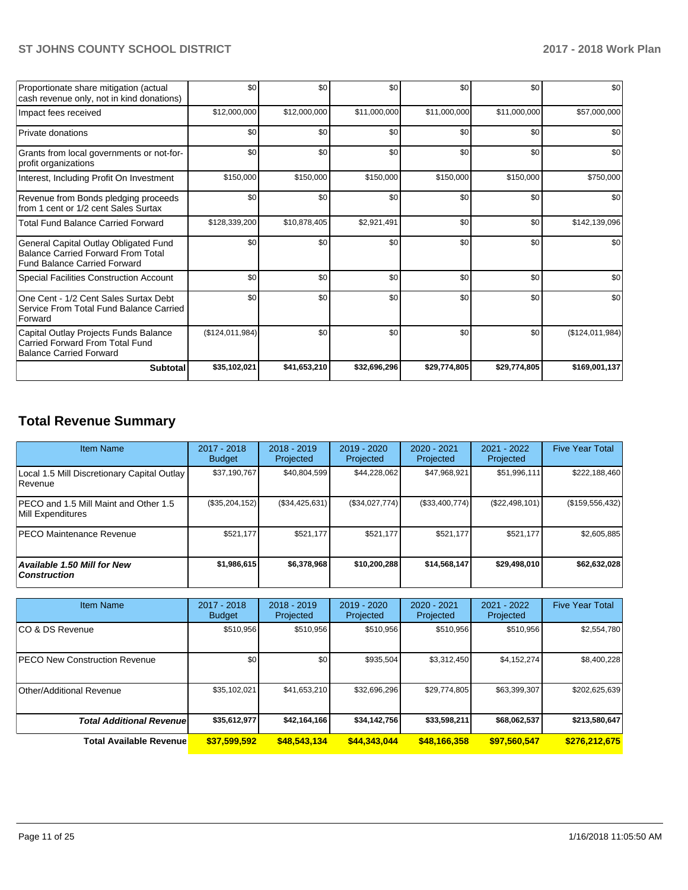| | | | | | | |
|---|---|---|---|---|---|---|
| Proportionate share mitigation (actual cash revenue only, not in kind donations) | $0 | $0 | $0 | $0 | $0 | $0 |
| Impact fees received | $12,000,000 | $12,000,000 | $11,000,000 | $11,000,000 | $11,000,000 | $57,000,000 |
| Private donations | $0 | $0 | $0 | $0 | $0 | $0 |
| Grants from local governments or not-for-profit organizations | $0 | $0 | $0 | $0 | $0 | $0 |
| Interest, Including Profit On Investment | $150,000 | $150,000 | $150,000 | $150,000 | $150,000 | $750,000 |
| Revenue from Bonds pledging proceeds from 1 cent or 1/2 cent Sales Surtax | $0 | $0 | $0 | $0 | $0 | $0 |
| Total Fund Balance Carried Forward | $128,339,200 | $10,878,405 | $2,921,491 | $0 | $0 | $142,139,096 |
| General Capital Outlay Obligated Fund Balance Carried Forward From Total Fund Balance Carried Forward | $0 | $0 | $0 | $0 | $0 | $0 |
| Special Facilities Construction Account | $0 | $0 | $0 | $0 | $0 | $0 |
| One Cent - 1/2 Cent Sales Surtax Debt Service From Total Fund Balance Carried Forward | $0 | $0 | $0 | $0 | $0 | $0 |
| Capital Outlay Projects Funds Balance Carried Forward From Total Fund Balance Carried Forward | ($124,011,984) | $0 | $0 | $0 | $0 | ($124,011,984) |
| **Subtotal** | **$35,102,021** | **$41,653,210** | **$32,696,296** | **$29,774,805** | **$29,774,805** | **$169,001,137** |

## Total Revenue Summary

| Item Name | 2017 - 2018 Budget | 2018 - 2019 Projected | 2019 - 2020 Projected | 2020 - 2021 Projected | 2021 - 2022 Projected | Five Year Total |
|---|---|---|---|---|---|---|
| Local 1.5 Mill Discretionary Capital Outlay Revenue | $37,190,767 | $40,804,599 | $44,228,062 | $47,968,921 | $51,996,111 | $222,188,460 |
| PECO and 1.5 Mill Maint and Other 1.5 Mill Expenditures | ($35,204,152) | ($34,425,631) | ($34,027,774) | ($33,400,774) | ($22,498,101) | ($159,556,432) |
| PECO Maintenance Revenue | $521,177 | $521,177 | $521,177 | $521,177 | $521,177 | $2,605,885 |
| ***Available 1.50 Mill for New Construction*** | **$1,986,615** | **$6,378,968** | **$10,200,288** | **$14,568,147** | **$29,498,010** | **$62,632,028** |

| Item Name | 2017 - 2018 Budget | 2018 - 2019 Projected | 2019 - 2020 Projected | 2020 - 2021 Projected | 2021 - 2022 Projected | Five Year Total |
|---|---|---|---|---|---|---|
| CO & DS Revenue | $510,956 | $510,956 | $510,956 | $510,956 | $510,956 | $2,554,780 |
| PECO New Construction Revenue | $0 | $0 | $935,504 | $3,312,450 | $4,152,274 | $8,400,228 |
| Other/Additional Revenue | $35,102,021 | $41,653,210 | $32,696,296 | $29,774,805 | $63,399,307 | $202,625,639 |
| ***Total Additional Revenue*** | **$35,612,977** | **$42,164,166** | **$34,142,756** | **$33,598,211** | **$68,062,537** | **$213,580,647** |
| **Total Available Revenue** | **$37,599,592** | **$48,543,134** | **$44,343,044** | **$48,166,358** | **$97,560,547** | **$276,212,675** |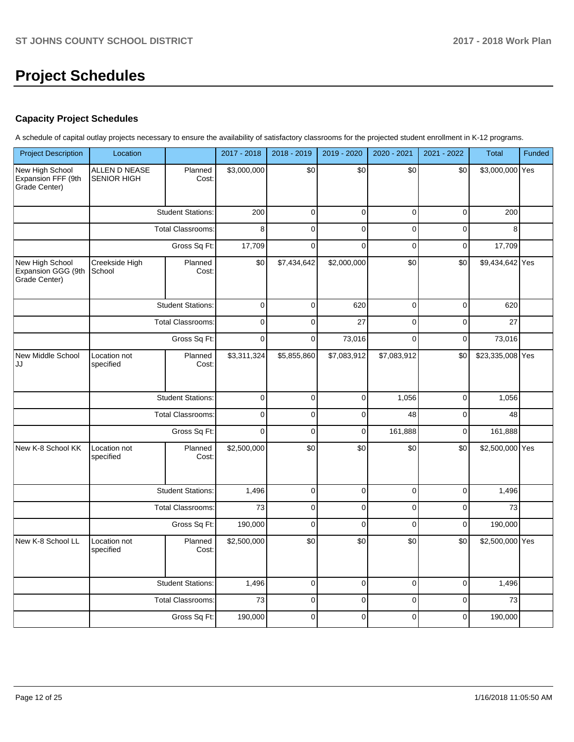# Project Schedules

## Capacity Project Schedules

A schedule of capital outlay projects necessary to ensure the availability of satisfactory classrooms for the projected student enrollment in K-12 programs.

| Project Description | Location | | 2017 - 2018 | 2018 - 2019 | 2019 - 2020 | 2020 - 2021 | 2021 - 2022 | Total | Funded |
|---|---|---|---|---|---|---|---|---|---|
| New High School Expansion FFF (9th Grade Center) | ALLEN D NEASE SENIOR HIGH | Planned Cost: | $3,000,000 | $0 | $0 | $0 | $0 | $3,000,000 | Yes |
| | | Student Stations: | 200 | 0 | 0 | 0 | 0 | 200 | |
| | | Total Classrooms: | 8 | 0 | 0 | 0 | 0 | 8 | |
| | | Gross Sq Ft: | 17,709 | 0 | 0 | 0 | 0 | 17,709 | |
| New High School Expansion GGG (9th Grade Center) | Creekside High School | Planned Cost: | $0 | $7,434,642 | $2,000,000 | $0 | $0 | $9,434,642 | Yes |
| | | Student Stations: | 0 | 0 | 620 | 0 | 0 | 620 | |
| | | Total Classrooms: | 0 | 0 | 27 | 0 | 0 | 27 | |
| | | Gross Sq Ft: | 0 | 0 | 73,016 | 0 | 0 | 73,016 | |
| New Middle School JJ | Location not specified | Planned Cost: | $3,311,324 | $5,855,860 | $7,083,912 | $7,083,912 | $0 | $23,335,008 | Yes |
| | | Student Stations: | 0 | 0 | 0 | 1,056 | 0 | 1,056 | |
| | | Total Classrooms: | 0 | 0 | 0 | 48 | 0 | 48 | |
| | | Gross Sq Ft: | 0 | 0 | 0 | 161,888 | 0 | 161,888 | |
| New K-8 School KK | Location not specified | Planned Cost: | $2,500,000 | $0 | $0 | $0 | $0 | $2,500,000 | Yes |
| | | Student Stations: | 1,496 | 0 | 0 | 0 | 0 | 1,496 | |
| | | Total Classrooms: | 73 | 0 | 0 | 0 | 0 | 73 | |
| | | Gross Sq Ft: | 190,000 | 0 | 0 | 0 | 0 | 190,000 | |
| New K-8 School LL | Location not specified | Planned Cost: | $2,500,000 | $0 | $0 | $0 | $0 | $2,500,000 | Yes |
| | | Student Stations: | 1,496 | 0 | 0 | 0 | 0 | 1,496 | |
| | | Total Classrooms: | 73 | 0 | 0 | 0 | 0 | 73 | |
| | | Gross Sq Ft: | 190,000 | 0 | 0 | 0 | 0 | 190,000 | |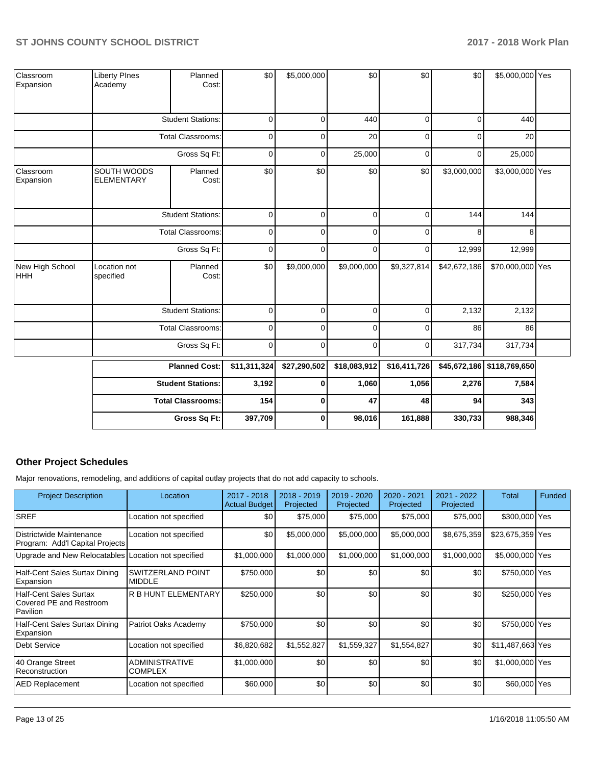| | | | | | | | | | |
|---|---|---|---|---|---|---|---|---|---|
| Classroom Expansion | Liberty PInes Academy | Planned Cost: | $0 | $5,000,000 | $0 | $0 | $0 | $5,000,000 | Yes |
| | Student Stations: | | 0 | 0 | 440 | 0 | 0 | 440 | |
| | Total Classrooms: | | 0 | 0 | 20 | 0 | 0 | 20 | |
| | Gross Sq Ft: | | 0 | 0 | 25,000 | 0 | 0 | 25,000 | |
| Classroom Expansion | SOUTH WOODS ELEMENTARY | Planned Cost: | $0 | $0 | $0 | $0 | $3,000,000 | $3,000,000 | Yes |
| | Student Stations: | | 0 | 0 | 0 | 0 | 144 | 144 | |
| | Total Classrooms: | | 0 | 0 | 0 | 0 | 8 | 8 | |
| | Gross Sq Ft: | | 0 | 0 | 0 | 0 | 12,999 | 12,999 | |
| New High School HHH | Location not specified | Planned Cost: | $0 | $9,000,000 | $9,000,000 | $9,327,814 | $42,672,186 | $70,000,000 | Yes |
| | Student Stations: | | 0 | 0 | 0 | 0 | 2,132 | 2,132 | |
| | Total Classrooms: | | 0 | 0 | 0 | 0 | 86 | 86 | |
| | Gross Sq Ft: | | 0 | 0 | 0 | 0 | 317,734 | 317,734 | |

| | | | | | | |
|---|---|---|---|---|---|---|
| **Planned Cost:** | **$11,311,324** | **$27,290,502** | **$18,083,912** | **$16,411,726** | **$45,672,186** | **$118,769,650** |
| **Student Stations:** | **3,192** | **0** | **1,060** | **1,056** | **2,276** | **7,584** |
| **Total Classrooms:** | **154** | **0** | **47** | **48** | **94** | **343** |
| **Gross Sq Ft:** | **397,709** | **0** | **98,016** | **161,888** | **330,733** | **988,346** |

## Other Project Schedules

Major renovations, remodeling, and additions of capital outlay projects that do not add capacity to schools.

| Project Description | Location | 2017 - 2018 Actual Budget | 2018 - 2019 Projected | 2019 - 2020 Projected | 2020 - 2021 Projected | 2021 - 2022 Projected | Total | Funded |
|---|---|---|---|---|---|---|---|---|
| SREF | Location not specified | $0 | $75,000 | $75,000 | $75,000 | $75,000 | $300,000 | Yes |
| Districtwide Maintenance Program: Add'l Capital Projects | Location not specified | $0 | $5,000,000 | $5,000,000 | $5,000,000 | $8,675,359 | $23,675,359 | Yes |
| Upgrade and New Relocatables | Location not specified | $1,000,000 | $1,000,000 | $1,000,000 | $1,000,000 | $1,000,000 | $5,000,000 | Yes |
| Half-Cent Sales Surtax Dining Expansion | SWITZERLAND POINT MIDDLE | $750,000 | $0 | $0 | $0 | $0 | $750,000 | Yes |
| Half-Cent Sales Surtax Covered PE and Restroom Pavilion | R B HUNT ELEMENTARY | $250,000 | $0 | $0 | $0 | $0 | $250,000 | Yes |
| Half-Cent Sales Surtax Dining Expansion | Patriot Oaks Academy | $750,000 | $0 | $0 | $0 | $0 | $750,000 | Yes |
| Debt Service | Location not specified | $6,820,682 | $1,552,827 | $1,559,327 | $1,554,827 | $0 | $11,487,663 | Yes |
| 40 Orange Street Reconstruction | ADMINISTRATIVE COMPLEX | $1,000,000 | $0 | $0 | $0 | $0 | $1,000,000 | Yes |
| AED Replacement | Location not specified | $60,000 | $0 | $0 | $0 | $0 | $60,000 | Yes |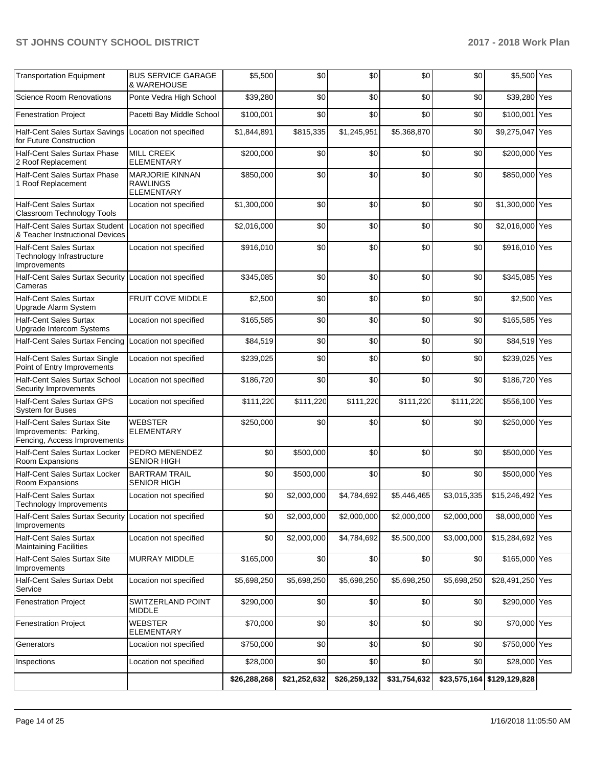| | | | | | | | | |
|---|---|---|---|---|---|---|---|---|
| Transportation Equipment | BUS SERVICE GARAGE & WAREHOUSE | $5,500 | $0 | $0 | $0 | $0 | $5,500 | Yes |
| Science Room Renovations | Ponte Vedra High School | $39,280 | $0 | $0 | $0 | $0 | $39,280 | Yes |
| Fenestration Project | Pacetti Bay Middle School | $100,001 | $0 | $0 | $0 | $0 | $100,001 | Yes |
| Half-Cent Sales Surtax Savings for Future Construction | Location not specified | $1,844,891 | $815,335 | $1,245,951 | $5,368,870 | $0 | $9,275,047 | Yes |
| Half-Cent Sales Surtax Phase 2 Roof Replacement | MILL CREEK ELEMENTARY | $200,000 | $0 | $0 | $0 | $0 | $200,000 | Yes |
| Half-Cent Sales Surtax Phase 1 Roof Replacement | MARJORIE KINNAN RAWLINGS ELEMENTARY | $850,000 | $0 | $0 | $0 | $0 | $850,000 | Yes |
| Half-Cent Sales Surtax Classroom Technology Tools | Location not specified | $1,300,000 | $0 | $0 | $0 | $0 | $1,300,000 | Yes |
| Half-Cent Sales Surtax Student & Teacher Instructional Devices | Location not specified | $2,016,000 | $0 | $0 | $0 | $0 | $2,016,000 | Yes |
| Half-Cent Sales Surtax Technology Infrastructure Improvements | Location not specified | $916,010 | $0 | $0 | $0 | $0 | $916,010 | Yes |
| Half-Cent Sales Surtax Security Cameras | Location not specified | $345,085 | $0 | $0 | $0 | $0 | $345,085 | Yes |
| Half-Cent Sales Surtax Upgrade Alarm System | FRUIT COVE MIDDLE | $2,500 | $0 | $0 | $0 | $0 | $2,500 | Yes |
| Half-Cent Sales Surtax Upgrade Intercom Systems | Location not specified | $165,585 | $0 | $0 | $0 | $0 | $165,585 | Yes |
| Half-Cent Sales Surtax Fencing | Location not specified | $84,519 | $0 | $0 | $0 | $0 | $84,519 | Yes |
| Half-Cent Sales Surtax Single Point of Entry Improvements | Location not specified | $239,025 | $0 | $0 | $0 | $0 | $239,025 | Yes |
| Half-Cent Sales Surtax School Security Improvements | Location not specified | $186,720 | $0 | $0 | $0 | $0 | $186,720 | Yes |
| Half-Cent Sales Surtax GPS System for Buses | Location not specified | $111,220 | $111,220 | $111,220 | $111,220 | $111,220 | $556,100 | Yes |
| Half-Cent Sales Surtax Site Improvements: Parking, Fencing, Access Improvements | WEBSTER ELEMENTARY | $250,000 | $0 | $0 | $0 | $0 | $250,000 | Yes |
| Half-Cent Sales Surtax Locker Room Expansions | PEDRO MENENDEZ SENIOR HIGH | $0 | $500,000 | $0 | $0 | $0 | $500,000 | Yes |
| Half-Cent Sales Surtax Locker Room Expansions | BARTRAM TRAIL SENIOR HIGH | $0 | $500,000 | $0 | $0 | $0 | $500,000 | Yes |
| Half-Cent Sales Surtax Technology Improvements | Location not specified | $0 | $2,000,000 | $4,784,692 | $5,446,465 | $3,015,335 | $15,246,492 | Yes |
| Half-Cent Sales Surtax Security Improvements | Location not specified | $0 | $2,000,000 | $2,000,000 | $2,000,000 | $2,000,000 | $8,000,000 | Yes |
| Half-Cent Sales Surtax Maintaining Facilities | Location not specified | $0 | $2,000,000 | $4,784,692 | $5,500,000 | $3,000,000 | $15,284,692 | Yes |
| Half-Cent Sales Surtax Site Improvements | MURRAY MIDDLE | $165,000 | $0 | $0 | $0 | $0 | $165,000 | Yes |
| Half-Cent Sales Surtax Debt Service | Location not specified | $5,698,250 | $5,698,250 | $5,698,250 | $5,698,250 | $5,698,250 | $28,491,250 | Yes |
| Fenestration Project | SWITZERLAND POINT MIDDLE | $290,000 | $0 | $0 | $0 | $0 | $290,000 | Yes |
| Fenestration Project | WEBSTER ELEMENTARY | $70,000 | $0 | $0 | $0 | $0 | $70,000 | Yes |
| Generators | Location not specified | $750,000 | $0 | $0 | $0 | $0 | $750,000 | Yes |
| Inspections | Location not specified | $28,000 | $0 | $0 | $0 | $0 | $28,000 | Yes |
| | | $26,288,268 | $21,252,632 | $26,259,132 | $31,754,632 | $23,575,164 | $129,129,828 | |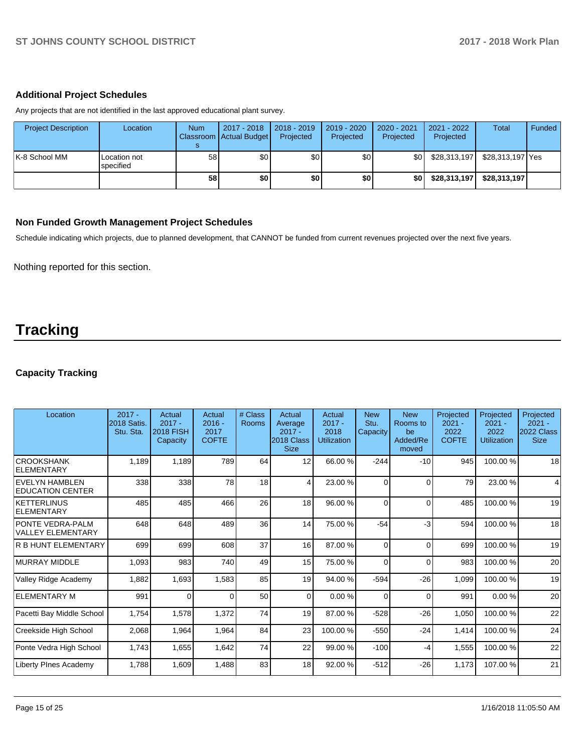### Additional Project Schedules

Any projects that are not identified in the last approved educational plant survey.

| Project Description | Location | Num Classrooms | 2017 - 2018 Actual Budget | 2018 - 2019 Projected | 2019 - 2020 Projected | 2020 - 2021 Projected | 2021 - 2022 Projected | Total | Funded |
|---|---|---|---|---|---|---|---|---|---|
| K-8 School MM | Location not specified | 58 | $0 | $0 | $0 | $0 | $28,313,197 | $28,313,197 | Yes |
| | | 58 | $0 | $0 | $0 | $0 | $28,313,197 | $28,313,197 | |

### Non Funded Growth Management Project Schedules

Schedule indicating which projects, due to planned development, that CANNOT be funded from current revenues projected over the next five years.

Nothing reported for this section.

# Tracking

### Capacity Tracking

| Location | 2017 - 2018 Satis. Stu. Sta. | Actual 2017 - 2018 FISH Capacity | Actual 2016 - 2017 COFTE | # Class Rooms | Actual Average 2017 - 2018 Class Size | Actual 2017 - 2018 Utilization | New Stu. Capacity | New Rooms to be Added/Removed | Projected 2021 - 2022 COFTE | Projected 2021 - 2022 Utilization | Projected 2021 - 2022 Class Size |
|---|---|---|---|---|---|---|---|---|---|---|---|
| CROOKSHANK ELEMENTARY | 1,189 | 1,189 | 789 | 64 | 12 | 66.00 % | -244 | -10 | 945 | 100.00 % | 18 |
| EVELYN HAMBLEN EDUCATION CENTER | 338 | 338 | 78 | 18 | 4 | 23.00 % | 0 | 0 | 79 | 23.00 % | 4 |
| KETTERLINUS ELEMENTARY | 485 | 485 | 466 | 26 | 18 | 96.00 % | 0 | 0 | 485 | 100.00 % | 19 |
| PONTE VEDRA-PALM VALLEY ELEMENTARY | 648 | 648 | 489 | 36 | 14 | 75.00 % | -54 | -3 | 594 | 100.00 % | 18 |
| R B HUNT ELEMENTARY | 699 | 699 | 608 | 37 | 16 | 87.00 % | 0 | 0 | 699 | 100.00 % | 19 |
| MURRAY MIDDLE | 1,093 | 983 | 740 | 49 | 15 | 75.00 % | 0 | 0 | 983 | 100.00 % | 20 |
| Valley Ridge Academy | 1,882 | 1,693 | 1,583 | 85 | 19 | 94.00 % | -594 | -26 | 1,099 | 100.00 % | 19 |
| ELEMENTARY M | 991 | 0 | 0 | 50 | 0 | 0.00 % | 0 | 0 | 991 | 0.00 % | 20 |
| Pacetti Bay Middle School | 1,754 | 1,578 | 1,372 | 74 | 19 | 87.00 % | -528 | -26 | 1,050 | 100.00 % | 22 |
| Creekside High School | 2,068 | 1,964 | 1,964 | 84 | 23 | 100.00 % | -550 | -24 | 1,414 | 100.00 % | 24 |
| Ponte Vedra High School | 1,743 | 1,655 | 1,642 | 74 | 22 | 99.00 % | -100 | -4 | 1,555 | 100.00 % | 22 |
| Liberty PInes Academy | 1,788 | 1,609 | 1,488 | 83 | 18 | 92.00 % | -512 | -26 | 1,173 | 107.00 % | 21 |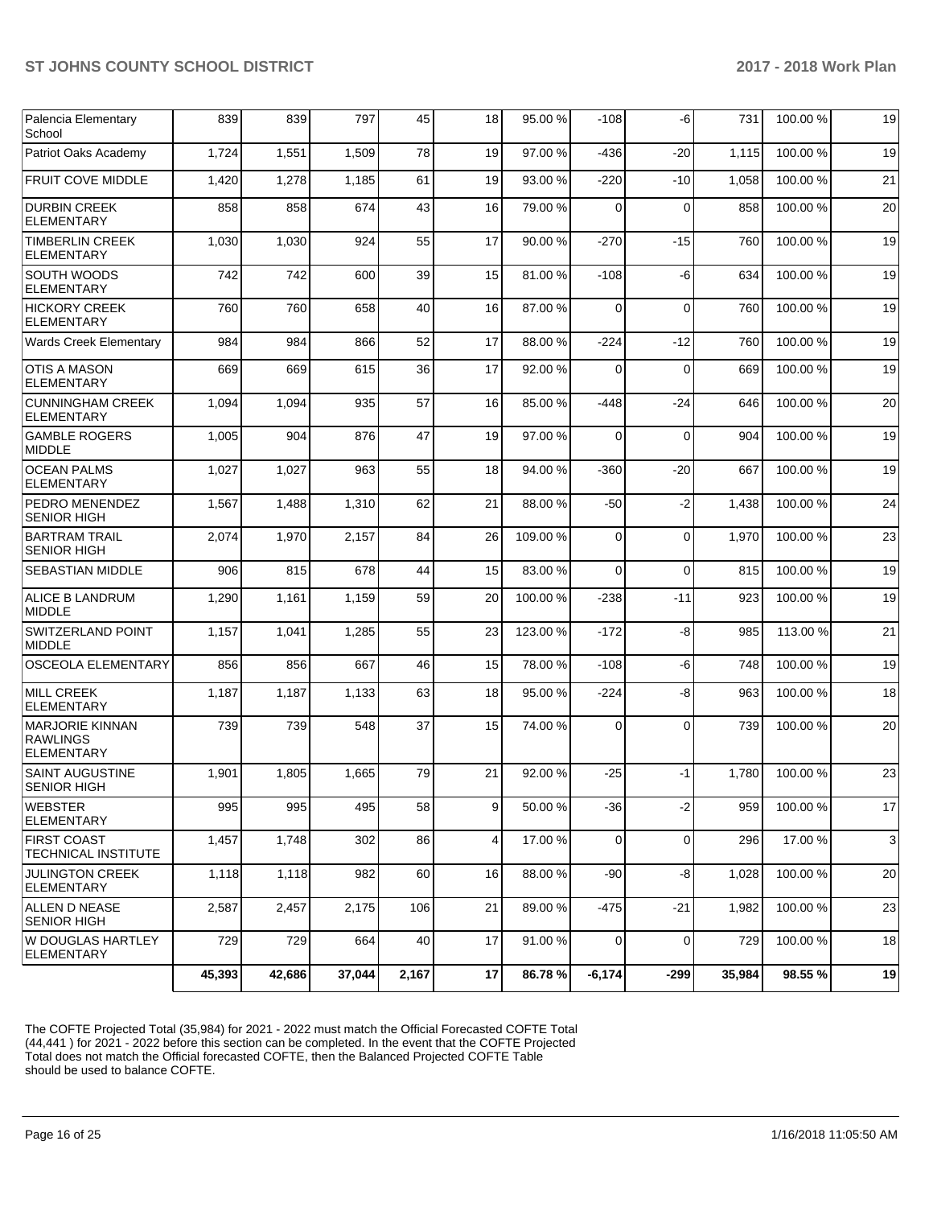| Palencia Elementary School | 839 | 839 | 797 | 45 | 18 | 95.00 % | -108 | -6 | 731 | 100.00 % | 19 |
|---|---|---|---|---|---|---|---|---|---|---|---|
| Patriot Oaks Academy | 1,724 | 1,551 | 1,509 | 78 | 19 | 97.00 % | -436 | -20 | 1,115 | 100.00 % | 19 |
| FRUIT COVE MIDDLE | 1,420 | 1,278 | 1,185 | 61 | 19 | 93.00 % | -220 | -10 | 1,058 | 100.00 % | 21 |
| DURBIN CREEK ELEMENTARY | 858 | 858 | 674 | 43 | 16 | 79.00 % | 0 | 0 | 858 | 100.00 % | 20 |
| TIMBERLIN CREEK ELEMENTARY | 1,030 | 1,030 | 924 | 55 | 17 | 90.00 % | -270 | -15 | 760 | 100.00 % | 19 |
| SOUTH WOODS ELEMENTARY | 742 | 742 | 600 | 39 | 15 | 81.00 % | -108 | -6 | 634 | 100.00 % | 19 |
| HICKORY CREEK ELEMENTARY | 760 | 760 | 658 | 40 | 16 | 87.00 % | 0 | 0 | 760 | 100.00 % | 19 |
| Wards Creek Elementary | 984 | 984 | 866 | 52 | 17 | 88.00 % | -224 | -12 | 760 | 100.00 % | 19 |
| OTIS A MASON ELEMENTARY | 669 | 669 | 615 | 36 | 17 | 92.00 % | 0 | 0 | 669 | 100.00 % | 19 |
| CUNNINGHAM CREEK ELEMENTARY | 1,094 | 1,094 | 935 | 57 | 16 | 85.00 % | -448 | -24 | 646 | 100.00 % | 20 |
| GAMBLE ROGERS MIDDLE | 1,005 | 904 | 876 | 47 | 19 | 97.00 % | 0 | 0 | 904 | 100.00 % | 19 |
| OCEAN PALMS ELEMENTARY | 1,027 | 1,027 | 963 | 55 | 18 | 94.00 % | -360 | -20 | 667 | 100.00 % | 19 |
| PEDRO MENENDEZ SENIOR HIGH | 1,567 | 1,488 | 1,310 | 62 | 21 | 88.00 % | -50 | -2 | 1,438 | 100.00 % | 24 |
| BARTRAM TRAIL SENIOR HIGH | 2,074 | 1,970 | 2,157 | 84 | 26 | 109.00 % | 0 | 0 | 1,970 | 100.00 % | 23 |
| SEBASTIAN MIDDLE | 906 | 815 | 678 | 44 | 15 | 83.00 % | 0 | 0 | 815 | 100.00 % | 19 |
| ALICE B LANDRUM MIDDLE | 1,290 | 1,161 | 1,159 | 59 | 20 | 100.00 % | -238 | -11 | 923 | 100.00 % | 19 |
| SWITZERLAND POINT MIDDLE | 1,157 | 1,041 | 1,285 | 55 | 23 | 123.00 % | -172 | -8 | 985 | 113.00 % | 21 |
| OSCEOLA ELEMENTARY | 856 | 856 | 667 | 46 | 15 | 78.00 % | -108 | -6 | 748 | 100.00 % | 19 |
| MILL CREEK ELEMENTARY | 1,187 | 1,187 | 1,133 | 63 | 18 | 95.00 % | -224 | -8 | 963 | 100.00 % | 18 |
| MARJORIE KINNAN RAWLINGS ELEMENTARY | 739 | 739 | 548 | 37 | 15 | 74.00 % | 0 | 0 | 739 | 100.00 % | 20 |
| SAINT AUGUSTINE SENIOR HIGH | 1,901 | 1,805 | 1,665 | 79 | 21 | 92.00 % | -25 | -1 | 1,780 | 100.00 % | 23 |
| WEBSTER ELEMENTARY | 995 | 995 | 495 | 58 | 9 | 50.00 % | -36 | -2 | 959 | 100.00 % | 17 |
| FIRST COAST TECHNICAL INSTITUTE | 1,457 | 1,748 | 302 | 86 | 4 | 17.00 % | 0 | 0 | 296 | 17.00 % | 3 |
| JULINGTON CREEK ELEMENTARY | 1,118 | 1,118 | 982 | 60 | 16 | 88.00 % | -90 | -8 | 1,028 | 100.00 % | 20 |
| ALLEN D NEASE SENIOR HIGH | 2,587 | 2,457 | 2,175 | 106 | 21 | 89.00 % | -475 | -21 | 1,982 | 100.00 % | 23 |
| W DOUGLAS HARTLEY ELEMENTARY | 729 | 729 | 664 | 40 | 17 | 91.00 % | 0 | 0 | 729 | 100.00 % | 18 |
| | **45,393** | **42,686** | **37,044** | **2,167** | **17** | **86.78 %** | **-6,174** | **-299** | **35,984** | **98.55 %** | **19** |

The COFTE Projected Total (35,984) for 2021 - 2022 must match the Official Forecasted COFTE Total (44,441 ) for 2021 - 2022 before this section can be completed. In the event that the COFTE Projected Total does not match the Official forecasted COFTE, then the Balanced Projected COFTE Table should be used to balance COFTE.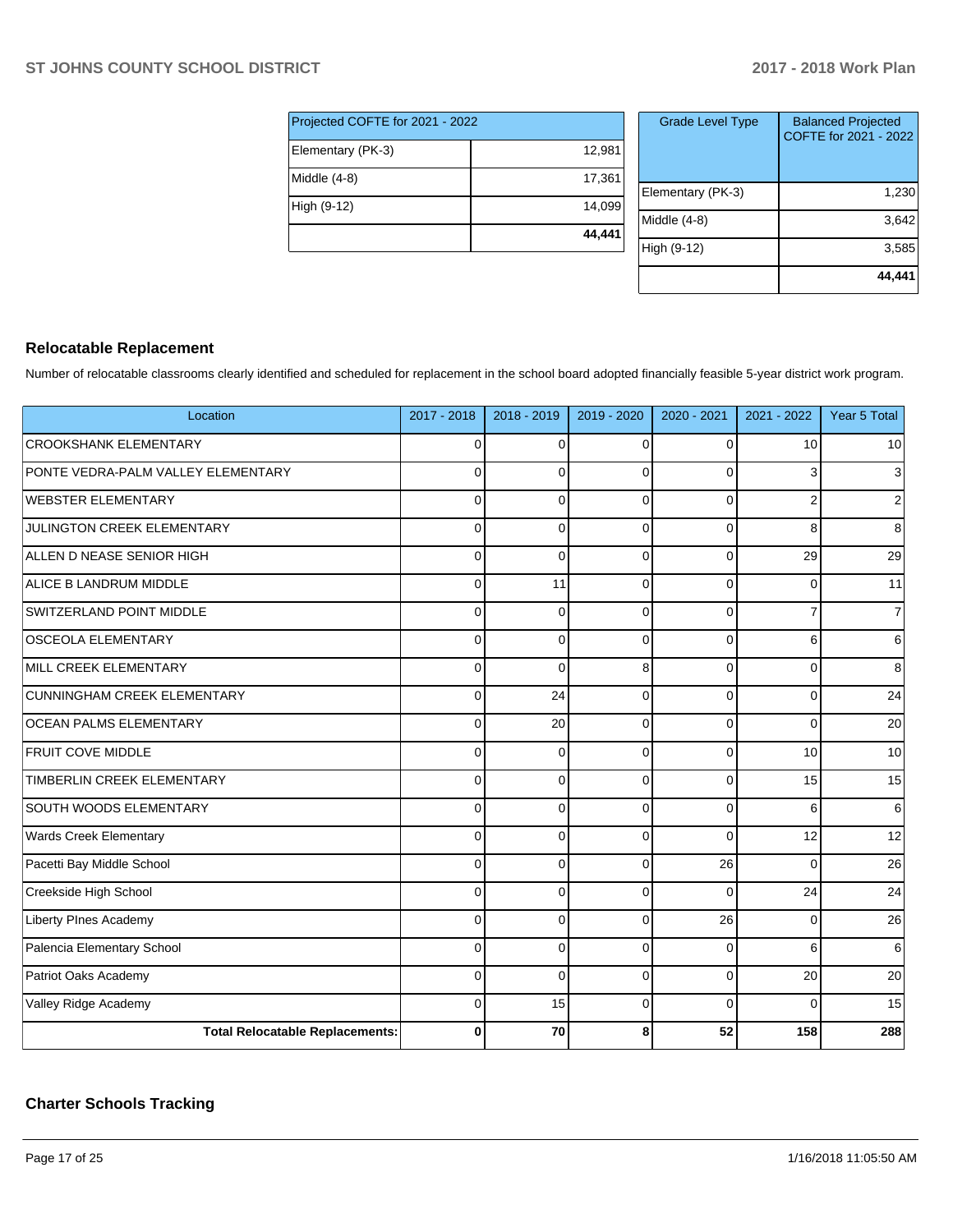| Projected COFTE for 2021 - 2022 | |
|---|---|
| Elementary (PK-3) | 12,981 |
| Middle (4-8) | 17,361 |
| High (9-12) | 14,099 |
| | **44,441** |

| Grade Level Type | Balanced Projected COFTE for 2021 - 2022 |
|---|---|
| Elementary (PK-3) | 1,230 |
| Middle (4-8) | 3,642 |
| High (9-12) | 3,585 |
| | **44,441** |

## Relocatable Replacement

Number of relocatable classrooms clearly identified and scheduled for replacement in the school board adopted financially feasible 5-year district work program.

| Location | 2017 - 2018 | 2018 - 2019 | 2019 - 2020 | 2020 - 2021 | 2021 - 2022 | Year 5 Total |
|---|---|---|---|---|---|---|
| CROOKSHANK ELEMENTARY | 0 | 0 | 0 | 0 | 10 | 10 |
| PONTE VEDRA-PALM VALLEY ELEMENTARY | 0 | 0 | 0 | 0 | 3 | 3 |
| WEBSTER ELEMENTARY | 0 | 0 | 0 | 0 | 2 | 2 |
| JULINGTON CREEK ELEMENTARY | 0 | 0 | 0 | 0 | 8 | 8 |
| ALLEN D NEASE SENIOR HIGH | 0 | 0 | 0 | 0 | 29 | 29 |
| ALICE B LANDRUM MIDDLE | 0 | 11 | 0 | 0 | 0 | 11 |
| SWITZERLAND POINT MIDDLE | 0 | 0 | 0 | 0 | 7 | 7 |
| OSCEOLA ELEMENTARY | 0 | 0 | 0 | 0 | 6 | 6 |
| MILL CREEK ELEMENTARY | 0 | 0 | 8 | 0 | 0 | 8 |
| CUNNINGHAM CREEK ELEMENTARY | 0 | 24 | 0 | 0 | 0 | 24 |
| OCEAN PALMS ELEMENTARY | 0 | 20 | 0 | 0 | 0 | 20 |
| FRUIT COVE MIDDLE | 0 | 0 | 0 | 0 | 10 | 10 |
| TIMBERLIN CREEK ELEMENTARY | 0 | 0 | 0 | 0 | 15 | 15 |
| SOUTH WOODS ELEMENTARY | 0 | 0 | 0 | 0 | 6 | 6 |
| Wards Creek Elementary | 0 | 0 | 0 | 0 | 12 | 12 |
| Pacetti Bay Middle School | 0 | 0 | 0 | 26 | 0 | 26 |
| Creekside High School | 0 | 0 | 0 | 0 | 24 | 24 |
| Liberty PInes Academy | 0 | 0 | 0 | 26 | 0 | 26 |
| Palencia Elementary School | 0 | 0 | 0 | 0 | 6 | 6 |
| Patriot Oaks Academy | 0 | 0 | 0 | 0 | 20 | 20 |
| Valley Ridge Academy | 0 | 15 | 0 | 0 | 0 | 15 |
| **Total Relocatable Replacements:** | **0** | **70** | **8** | **52** | **158** | **288** |

## Charter Schools Tracking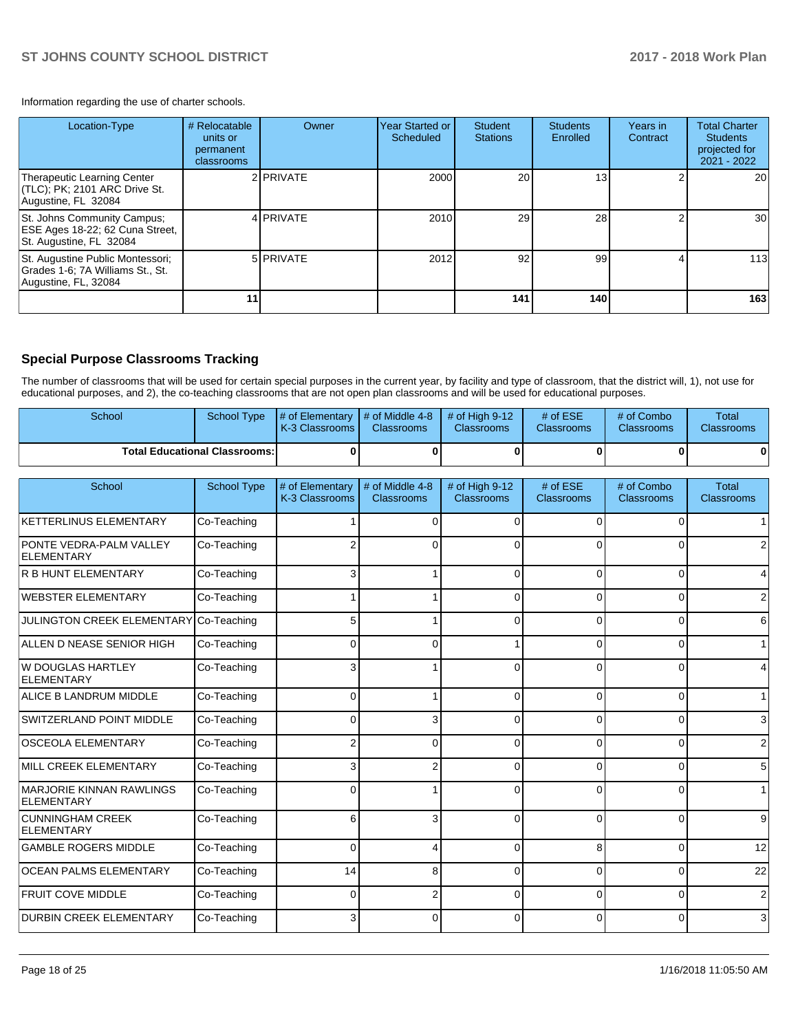Information regarding the use of charter schools.

| Location-Type | # Relocatable units or permanent classrooms | Owner | Year Started or Scheduled | Student Stations | Students Enrolled | Years in Contract | Total Charter Students projected for 2021 - 2022 |
|---|---|---|---|---|---|---|---|
| Therapeutic Learning Center (TLC); PK; 2101 ARC Drive St. Augustine, FL 32084 | 2 | PRIVATE | 2000 | 20 | 13 | 2 | 20 |
| St. Johns Community Campus; ESE Ages 18-22; 62 Cuna Street, St. Augustine, FL 32084 | 4 | PRIVATE | 2010 | 29 | 28 | 2 | 30 |
| St. Augustine Public Montessori; Grades 1-6; 7A Williams St., St. Augustine, FL, 32084 | 5 | PRIVATE | 2012 | 92 | 99 | 4 | 113 |
| | **11** | | | **141** | **140** | | **163** |

## Special Purpose Classrooms Tracking

The number of classrooms that will be used for certain special purposes in the current year, by facility and type of classroom, that the district will, 1), not use for educational purposes, and 2), the co-teaching classrooms that are not open plan classrooms and will be used for educational purposes.

| School | School Type | # of Elementary K-3 Classrooms | # of Middle 4-8 Classrooms | # of High 9-12 Classrooms | # of ESE Classrooms | # of Combo Classrooms | Total Classrooms |
|---|---|---|---|---|---|---|---|
| **Total Educational Classrooms:** | | **0** | **0** | **0** | **0** | **0** | **0** |

| School | School Type | # of Elementary K-3 Classrooms | # of Middle 4-8 Classrooms | # of High 9-12 Classrooms | # of ESE Classrooms | # of Combo Classrooms | Total Classrooms |
|---|---|---|---|---|---|---|---|
| KETTERLINUS ELEMENTARY | Co-Teaching | 1 | 0 | 0 | 0 | 0 | 1 |
| PONTE VEDRA-PALM VALLEY ELEMENTARY | Co-Teaching | 2 | 0 | 0 | 0 | 0 | 2 |
| R B HUNT ELEMENTARY | Co-Teaching | 3 | 1 | 0 | 0 | 0 | 4 |
| WEBSTER ELEMENTARY | Co-Teaching | 1 | 1 | 0 | 0 | 0 | 2 |
| JULINGTON CREEK ELEMENTARY | Co-Teaching | 5 | 1 | 0 | 0 | 0 | 6 |
| ALLEN D NEASE SENIOR HIGH | Co-Teaching | 0 | 0 | 1 | 0 | 0 | 1 |
| W DOUGLAS HARTLEY ELEMENTARY | Co-Teaching | 3 | 1 | 0 | 0 | 0 | 4 |
| ALICE B LANDRUM MIDDLE | Co-Teaching | 0 | 1 | 0 | 0 | 0 | 1 |
| SWITZERLAND POINT MIDDLE | Co-Teaching | 0 | 3 | 0 | 0 | 0 | 3 |
| OSCEOLA ELEMENTARY | Co-Teaching | 2 | 0 | 0 | 0 | 0 | 2 |
| MILL CREEK ELEMENTARY | Co-Teaching | 3 | 2 | 0 | 0 | 0 | 5 |
| MARJORIE KINNAN RAWLINGS ELEMENTARY | Co-Teaching | 0 | 1 | 0 | 0 | 0 | 1 |
| CUNNINGHAM CREEK ELEMENTARY | Co-Teaching | 6 | 3 | 0 | 0 | 0 | 9 |
| GAMBLE ROGERS MIDDLE | Co-Teaching | 0 | 4 | 0 | 8 | 0 | 12 |
| OCEAN PALMS ELEMENTARY | Co-Teaching | 14 | 8 | 0 | 0 | 0 | 22 |
| FRUIT COVE MIDDLE | Co-Teaching | 0 | 2 | 0 | 0 | 0 | 2 |
| DURBIN CREEK ELEMENTARY | Co-Teaching | 3 | 0 | 0 | 0 | 0 | 3 |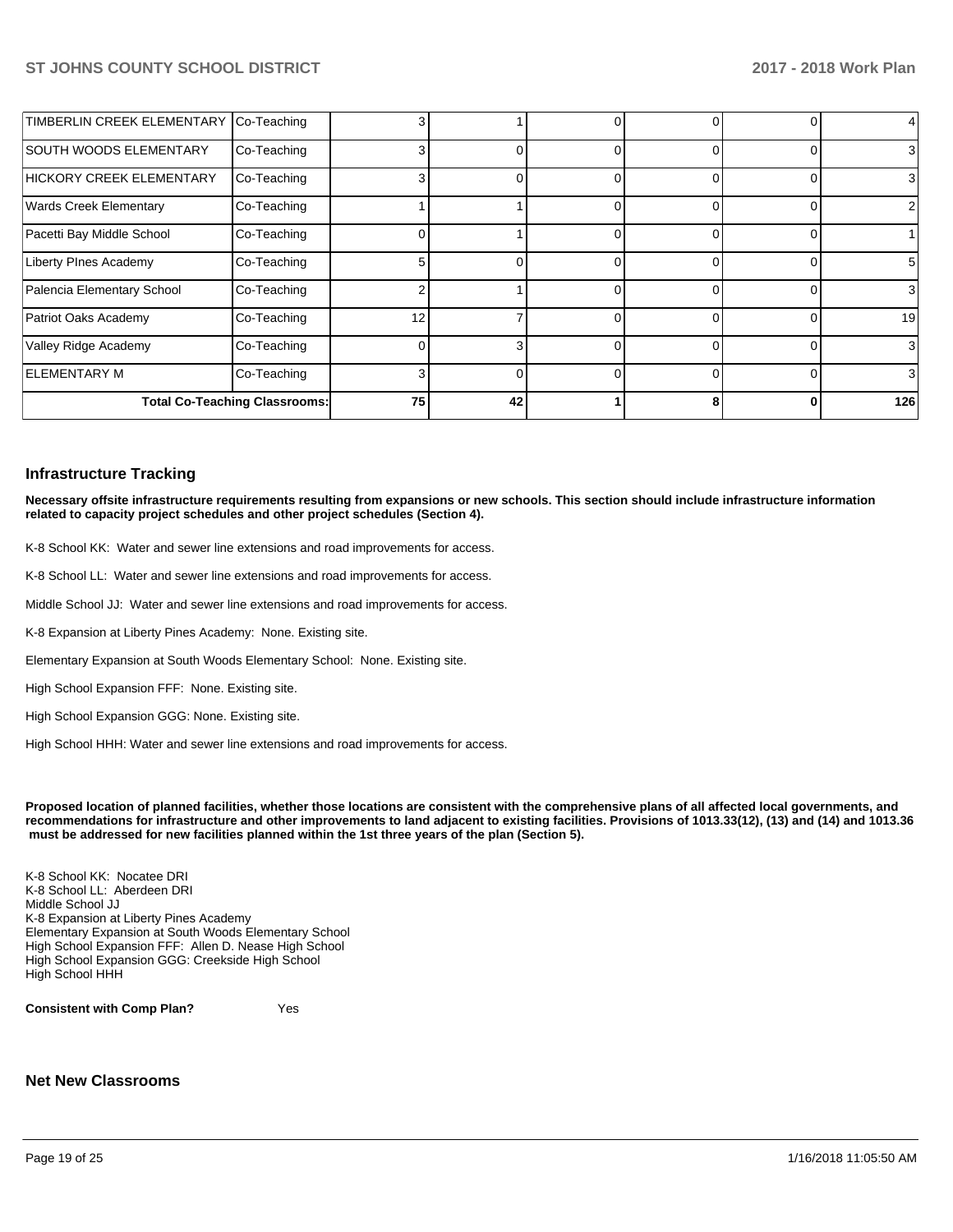| | | | | | | | |
|---|---|---|---|---|---|---|---|
| TIMBERLIN CREEK ELEMENTARY | Co-Teaching | 3 | 1 | 0 | 0 | 0 | 4 |
| SOUTH WOODS ELEMENTARY | Co-Teaching | 3 | 0 | 0 | 0 | 0 | 3 |
| HICKORY CREEK ELEMENTARY | Co-Teaching | 3 | 0 | 0 | 0 | 0 | 3 |
| Wards Creek Elementary | Co-Teaching | 1 | 1 | 0 | 0 | 0 | 2 |
| Pacetti Bay Middle School | Co-Teaching | 0 | 1 | 0 | 0 | 0 | 1 |
| Liberty PInes Academy | Co-Teaching | 5 | 0 | 0 | 0 | 0 | 5 |
| Palencia Elementary School | Co-Teaching | 2 | 1 | 0 | 0 | 0 | 3 |
| Patriot Oaks Academy | Co-Teaching | 12 | 7 | 0 | 0 | 0 | 19 |
| Valley Ridge Academy | Co-Teaching | 0 | 3 | 0 | 0 | 0 | 3 |
| ELEMENTARY M | Co-Teaching | 3 | 0 | 0 | 0 | 0 | 3 |
| **Total Co-Teaching Classrooms:** | | **75** | **42** | **1** | **8** | **0** | **126** |

## Infrastructure Tracking

**Necessary offsite infrastructure requirements resulting from expansions or new schools. This section should include infrastructure information related to capacity project schedules and other project schedules (Section 4).**

K-8 School KK: Water and sewer line extensions and road improvements for access.

K-8 School LL: Water and sewer line extensions and road improvements for access.

Middle School JJ: Water and sewer line extensions and road improvements for access.

K-8 Expansion at Liberty Pines Academy: None. Existing site.

Elementary Expansion at South Woods Elementary School: None. Existing site.

High School Expansion FFF: None. Existing site.

High School Expansion GGG: None. Existing site.

High School HHH: Water and sewer line extensions and road improvements for access.

**Proposed location of planned facilities, whether those locations are consistent with the comprehensive plans of all affected local governments, and recommendations for infrastructure and other improvements to land adjacent to existing facilities. Provisions of 1013.33(12), (13) and (14) and 1013.36 must be addressed for new facilities planned within the 1st three years of the plan (Section 5).**

K-8 School KK: Nocatee DRI
K-8 School LL: Aberdeen DRI
Middle School JJ
K-8 Expansion at Liberty Pines Academy
Elementary Expansion at South Woods Elementary School
High School Expansion FFF: Allen D. Nease High School
High School Expansion GGG: Creekside High School
High School HHH

**Consistent with Comp Plan?** Yes

## Net New Classrooms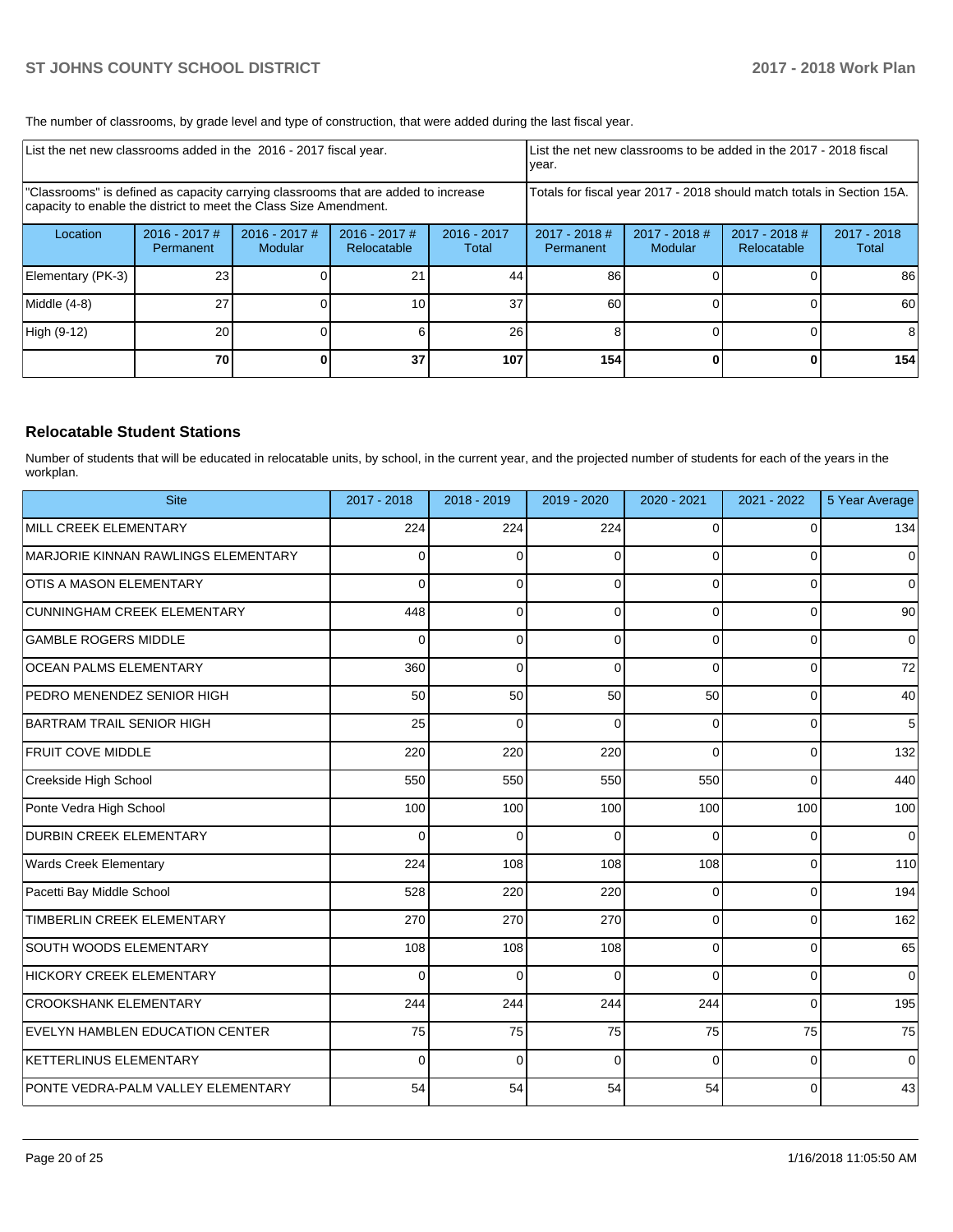The number of classrooms, by grade level and type of construction, that were added during the last fiscal year.

| List the net new classrooms added in the 2016 - 2017 fiscal year. | | | | | List the net new classrooms to be added in the 2017 - 2018 fiscal year. | | | |
|---|---|---|---|---|---|---|---|---|
| "Classrooms" is defined as capacity carrying classrooms that are added to increase capacity to enable the district to meet the Class Size Amendment. | | | | | Totals for fiscal year 2017 - 2018 should match totals in Section 15A. | | | |
| Location | 2016 - 2017 # Permanent | 2016 - 2017 # Modular | 2016 - 2017 # Relocatable | 2016 - 2017 Total | 2017 - 2018 # Permanent | 2017 - 2018 # Modular | 2017 - 2018 # Relocatable | 2017 - 2018 Total |
| Elementary (PK-3) | 23 | 0 | 21 | 44 | 86 | 0 | 0 | 86 |
| Middle (4-8) | 27 | 0 | 10 | 37 | 60 | 0 | 0 | 60 |
| High (9-12) | 20 | 0 | 6 | 26 | 8 | 0 | 0 | 8 |
| | 70 | 0 | 37 | 107 | 154 | 0 | 0 | 154 |

## Relocatable Student Stations

Number of students that will be educated in relocatable units, by school, in the current year, and the projected number of students for each of the years in the workplan.

| Site | 2017 - 2018 | 2018 - 2019 | 2019 - 2020 | 2020 - 2021 | 2021 - 2022 | 5 Year Average |
|---|---|---|---|---|---|---|
| MILL CREEK ELEMENTARY | 224 | 224 | 224 | 0 | 0 | 134 |
| MARJORIE KINNAN RAWLINGS ELEMENTARY | 0 | 0 | 0 | 0 | 0 | 0 |
| OTIS A MASON ELEMENTARY | 0 | 0 | 0 | 0 | 0 | 0 |
| CUNNINGHAM CREEK ELEMENTARY | 448 | 0 | 0 | 0 | 0 | 90 |
| GAMBLE ROGERS MIDDLE | 0 | 0 | 0 | 0 | 0 | 0 |
| OCEAN PALMS ELEMENTARY | 360 | 0 | 0 | 0 | 0 | 72 |
| PEDRO MENENDEZ SENIOR HIGH | 50 | 50 | 50 | 50 | 0 | 40 |
| BARTRAM TRAIL SENIOR HIGH | 25 | 0 | 0 | 0 | 0 | 5 |
| FRUIT COVE MIDDLE | 220 | 220 | 220 | 0 | 0 | 132 |
| Creekside High School | 550 | 550 | 550 | 550 | 0 | 440 |
| Ponte Vedra High School | 100 | 100 | 100 | 100 | 100 | 100 |
| DURBIN CREEK ELEMENTARY | 0 | 0 | 0 | 0 | 0 | 0 |
| Wards Creek Elementary | 224 | 108 | 108 | 108 | 0 | 110 |
| Pacetti Bay Middle School | 528 | 220 | 220 | 0 | 0 | 194 |
| TIMBERLIN CREEK ELEMENTARY | 270 | 270 | 270 | 0 | 0 | 162 |
| SOUTH WOODS ELEMENTARY | 108 | 108 | 108 | 0 | 0 | 65 |
| HICKORY CREEK ELEMENTARY | 0 | 0 | 0 | 0 | 0 | 0 |
| CROOKSHANK ELEMENTARY | 244 | 244 | 244 | 244 | 0 | 195 |
| EVELYN HAMBLEN EDUCATION CENTER | 75 | 75 | 75 | 75 | 75 | 75 |
| KETTERLINUS ELEMENTARY | 0 | 0 | 0 | 0 | 0 | 0 |
| PONTE VEDRA-PALM VALLEY ELEMENTARY | 54 | 54 | 54 | 54 | 0 | 43 |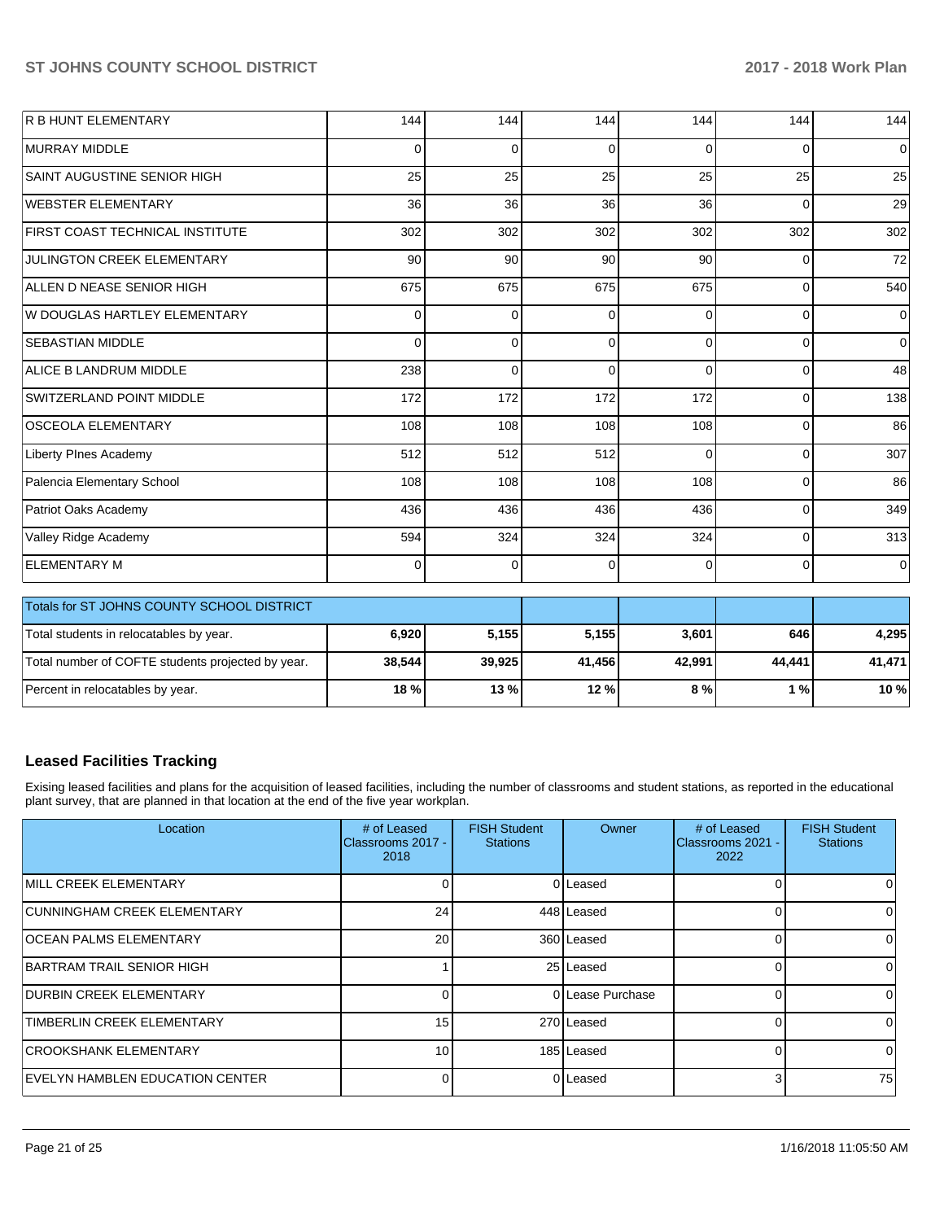| | | | | | | |
|---|---|---|---|---|---|---|
| R B HUNT ELEMENTARY | 144 | 144 | 144 | 144 | 144 | 144 |
| MURRAY MIDDLE | 0 | 0 | 0 | 0 | 0 | 0 |
| SAINT AUGUSTINE SENIOR HIGH | 25 | 25 | 25 | 25 | 25 | 25 |
| WEBSTER ELEMENTARY | 36 | 36 | 36 | 36 | 0 | 29 |
| FIRST COAST TECHNICAL INSTITUTE | 302 | 302 | 302 | 302 | 302 | 302 |
| JULINGTON CREEK ELEMENTARY | 90 | 90 | 90 | 90 | 0 | 72 |
| ALLEN D NEASE SENIOR HIGH | 675 | 675 | 675 | 675 | 0 | 540 |
| W DOUGLAS HARTLEY ELEMENTARY | 0 | 0 | 0 | 0 | 0 | 0 |
| SEBASTIAN MIDDLE | 0 | 0 | 0 | 0 | 0 | 0 |
| ALICE B LANDRUM MIDDLE | 238 | 0 | 0 | 0 | 0 | 48 |
| SWITZERLAND POINT MIDDLE | 172 | 172 | 172 | 172 | 0 | 138 |
| OSCEOLA ELEMENTARY | 108 | 108 | 108 | 108 | 0 | 86 |
| Liberty PInes Academy | 512 | 512 | 512 | 0 | 0 | 307 |
| Palencia Elementary School | 108 | 108 | 108 | 108 | 0 | 86 |
| Patriot Oaks Academy | 436 | 436 | 436 | 436 | 0 | 349 |
| Valley Ridge Academy | 594 | 324 | 324 | 324 | 0 | 313 |
| ELEMENTARY M | 0 | 0 | 0 | 0 | 0 | 0 |

| Totals for ST JOHNS COUNTY SCHOOL DISTRICT | | | | | | |
|---|---|---|---|---|---|---|
| Total students in relocatables by year. | **6,920** | **5,155** | **5,155** | **3,601** | **646** | **4,295** |
| Total number of COFTE students projected by year. | **38,544** | **39,925** | **41,456** | **42,991** | **44,441** | **41,471** |
| Percent in relocatables by year. | **18 %** | **13 %** | **12 %** | **8 %** | **1 %** | **10 %** |

## Leased Facilities Tracking

Exising leased facilities and plans for the acquisition of leased facilities, including the number of classrooms and student stations, as reported in the educational plant survey, that are planned in that location at the end of the five year workplan.

| Location | # of Leased Classrooms 2017 - 2018 | FISH Student Stations | Owner | # of Leased Classrooms 2021 - 2022 | FISH Student Stations |
|---|---|---|---|---|---|
| MILL CREEK ELEMENTARY | 0 | 0 | Leased | 0 | 0 |
| CUNNINGHAM CREEK ELEMENTARY | 24 | 448 | Leased | 0 | 0 |
| OCEAN PALMS ELEMENTARY | 20 | 360 | Leased | 0 | 0 |
| BARTRAM TRAIL SENIOR HIGH | 1 | 25 | Leased | 0 | 0 |
| DURBIN CREEK ELEMENTARY | 0 | 0 | Lease Purchase | 0 | 0 |
| TIMBERLIN CREEK ELEMENTARY | 15 | 270 | Leased | 0 | 0 |
| CROOKSHANK ELEMENTARY | 10 | 185 | Leased | 0 | 0 |
| EVELYN HAMBLEN EDUCATION CENTER | 0 | 0 | Leased | 3 | 75 |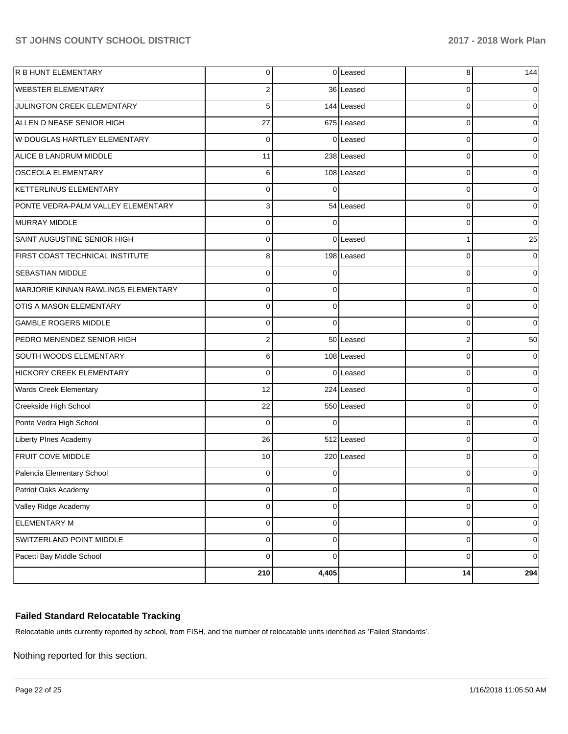| | | | | | |
|---|---|---|---|---|---|
| R B HUNT ELEMENTARY | 0 | 0 | Leased | 8 | 144 |
| WEBSTER ELEMENTARY | 2 | 36 | Leased | 0 | 0 |
| JULINGTON CREEK ELEMENTARY | 5 | 144 | Leased | 0 | 0 |
| ALLEN D NEASE SENIOR HIGH | 27 | 675 | Leased | 0 | 0 |
| W DOUGLAS HARTLEY ELEMENTARY | 0 | 0 | Leased | 0 | 0 |
| ALICE B LANDRUM MIDDLE | 11 | 238 | Leased | 0 | 0 |
| OSCEOLA ELEMENTARY | 6 | 108 | Leased | 0 | 0 |
| KETTERLINUS ELEMENTARY | 0 | 0 | | 0 | 0 |
| PONTE VEDRA-PALM VALLEY ELEMENTARY | 3 | 54 | Leased | 0 | 0 |
| MURRAY MIDDLE | 0 | 0 | | 0 | 0 |
| SAINT AUGUSTINE SENIOR HIGH | 0 | 0 | Leased | 1 | 25 |
| FIRST COAST TECHNICAL INSTITUTE | 8 | 198 | Leased | 0 | 0 |
| SEBASTIAN MIDDLE | 0 | 0 | | 0 | 0 |
| MARJORIE KINNAN RAWLINGS ELEMENTARY | 0 | 0 | | 0 | 0 |
| OTIS A MASON ELEMENTARY | 0 | 0 | | 0 | 0 |
| GAMBLE ROGERS MIDDLE | 0 | 0 | | 0 | 0 |
| PEDRO MENENDEZ SENIOR HIGH | 2 | 50 | Leased | 2 | 50 |
| SOUTH WOODS ELEMENTARY | 6 | 108 | Leased | 0 | 0 |
| HICKORY CREEK ELEMENTARY | 0 | 0 | Leased | 0 | 0 |
| Wards Creek Elementary | 12 | 224 | Leased | 0 | 0 |
| Creekside High School | 22 | 550 | Leased | 0 | 0 |
| Ponte Vedra High School | 0 | 0 | | 0 | 0 |
| Liberty PInes Academy | 26 | 512 | Leased | 0 | 0 |
| FRUIT COVE MIDDLE | 10 | 220 | Leased | 0 | 0 |
| Palencia Elementary School | 0 | 0 | | 0 | 0 |
| Patriot Oaks Academy | 0 | 0 | | 0 | 0 |
| Valley Ridge Academy | 0 | 0 | | 0 | 0 |
| ELEMENTARY M | 0 | 0 | | 0 | 0 |
| SWITZERLAND POINT MIDDLE | 0 | 0 | | 0 | 0 |
| Pacetti Bay Middle School | 0 | 0 | | 0 | 0 |
| | **210** | **4,405** | | **14** | **294** |

### Failed Standard Relocatable Tracking

Relocatable units currently reported by school, from FISH, and the number of relocatable units identified as 'Failed Standards'.

Nothing reported for this section.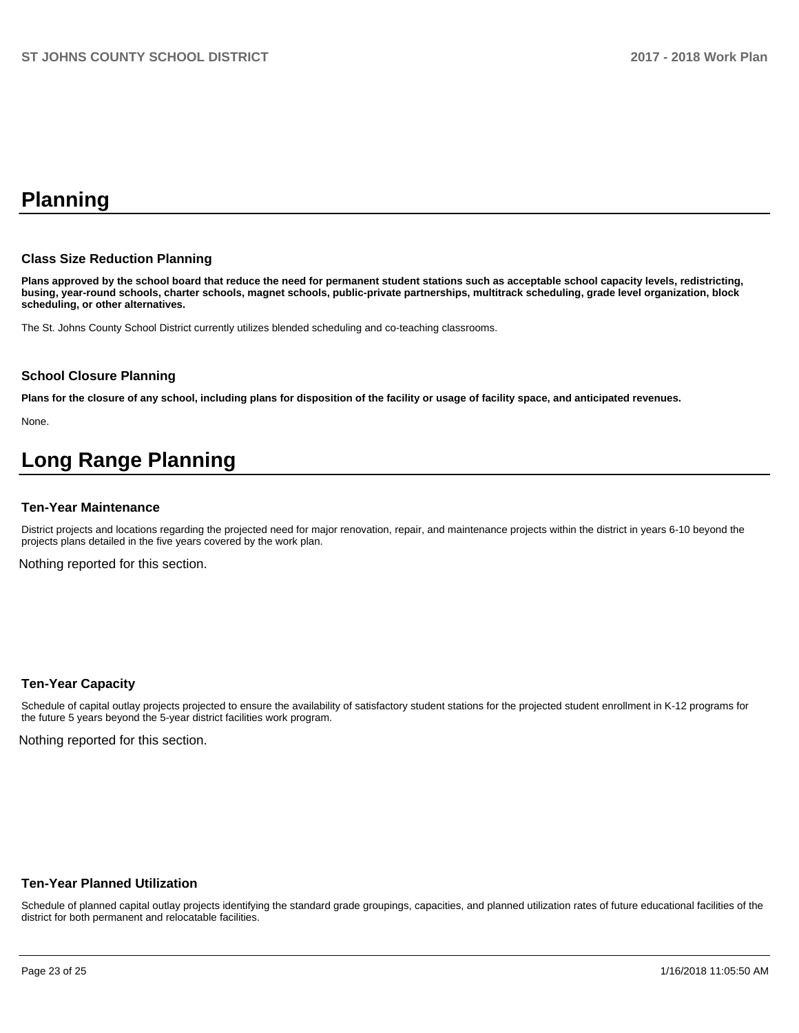# Planning

### Class Size Reduction Planning

**Plans approved by the school board that reduce the need for permanent student stations such as acceptable school capacity levels, redistricting, busing, year-round schools, charter schools, magnet schools, public-private partnerships, multitrack scheduling, grade level organization, block scheduling, or other alternatives.**

The St. Johns County School District currently utilizes blended scheduling and co-teaching classrooms.

### School Closure Planning

**Plans for the closure of any school, including plans for disposition of the facility or usage of facility space, and anticipated revenues.**

None.

# Long Range Planning

### Ten-Year Maintenance

District projects and locations regarding the projected need for major renovation, repair, and maintenance projects within the district in years 6-10 beyond the projects plans detailed in the five years covered by the work plan.

Nothing reported for this section.

### Ten-Year Capacity

Schedule of capital outlay projects projected to ensure the availability of satisfactory student stations for the projected student enrollment in K-12 programs for the future 5 years beyond the 5-year district facilities work program.

Nothing reported for this section.

### Ten-Year Planned Utilization

Schedule of planned capital outlay projects identifying the standard grade groupings, capacities, and planned utilization rates of future educational facilities of the district for both permanent and relocatable facilities.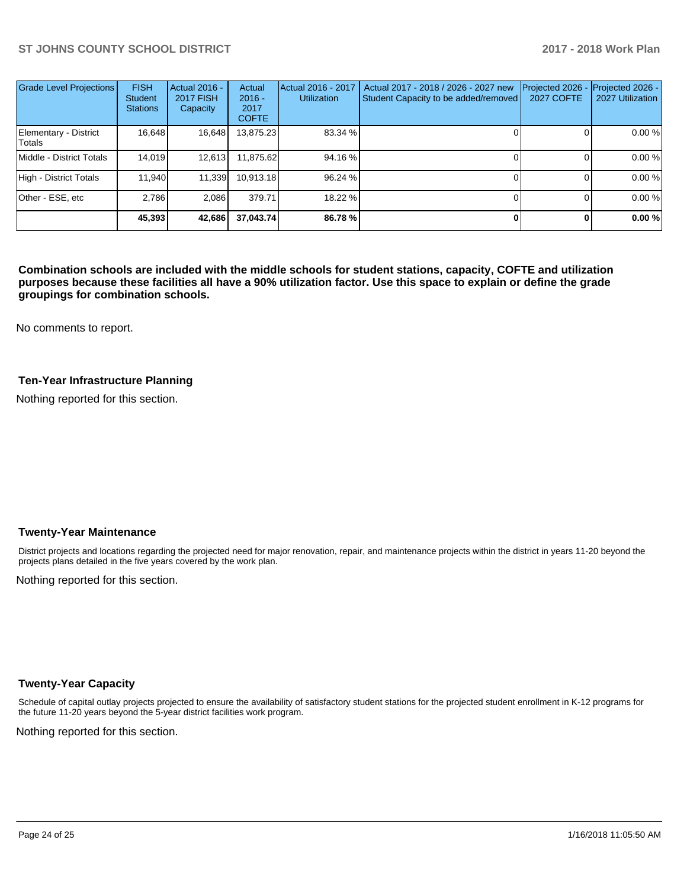| Grade Level Projections | FISH Student Stations | Actual 2016 - 2017 FISH Capacity | Actual 2016 - 2017 COFTE | Actual 2016 - 2017 Utilization | Actual 2017 - 2018 / 2026 - 2027 new Student Capacity to be added/removed | Projected 2026 - 2027 COFTE | Projected 2026 - 2027 Utilization |
|---|---|---|---|---|---|---|---|
| Elementary - District Totals | 16,648 | 16,648 | 13,875.23 | 83.34 % | 0 | 0 | 0.00 % |
| Middle - District Totals | 14,019 | 12,613 | 11,875.62 | 94.16 % | 0 | 0 | 0.00 % |
| High - District Totals | 11,940 | 11,339 | 10,913.18 | 96.24 % | 0 | 0 | 0.00 % |
| Other - ESE, etc | 2,786 | 2,086 | 379.71 | 18.22 % | 0 | 0 | 0.00 % |
| | **45,393** | **42,686** | **37,043.74** | **86.78 %** | **0** | **0** | **0.00 %** |

**Combination schools are included with the middle schools for student stations, capacity, COFTE and utilization purposes because these facilities all have a 90% utilization factor. Use this space to explain or define the grade groupings for combination schools.**

No comments to report.

### Ten-Year Infrastructure Planning

Nothing reported for this section.

### Twenty-Year Maintenance

District projects and locations regarding the projected need for major renovation, repair, and maintenance projects within the district in years 11-20 beyond the projects plans detailed in the five years covered by the work plan.

Nothing reported for this section.

### Twenty-Year Capacity

Schedule of capital outlay projects projected to ensure the availability of satisfactory student stations for the projected student enrollment in K-12 programs for the future 11-20 years beyond the 5-year district facilities work program.

Nothing reported for this section.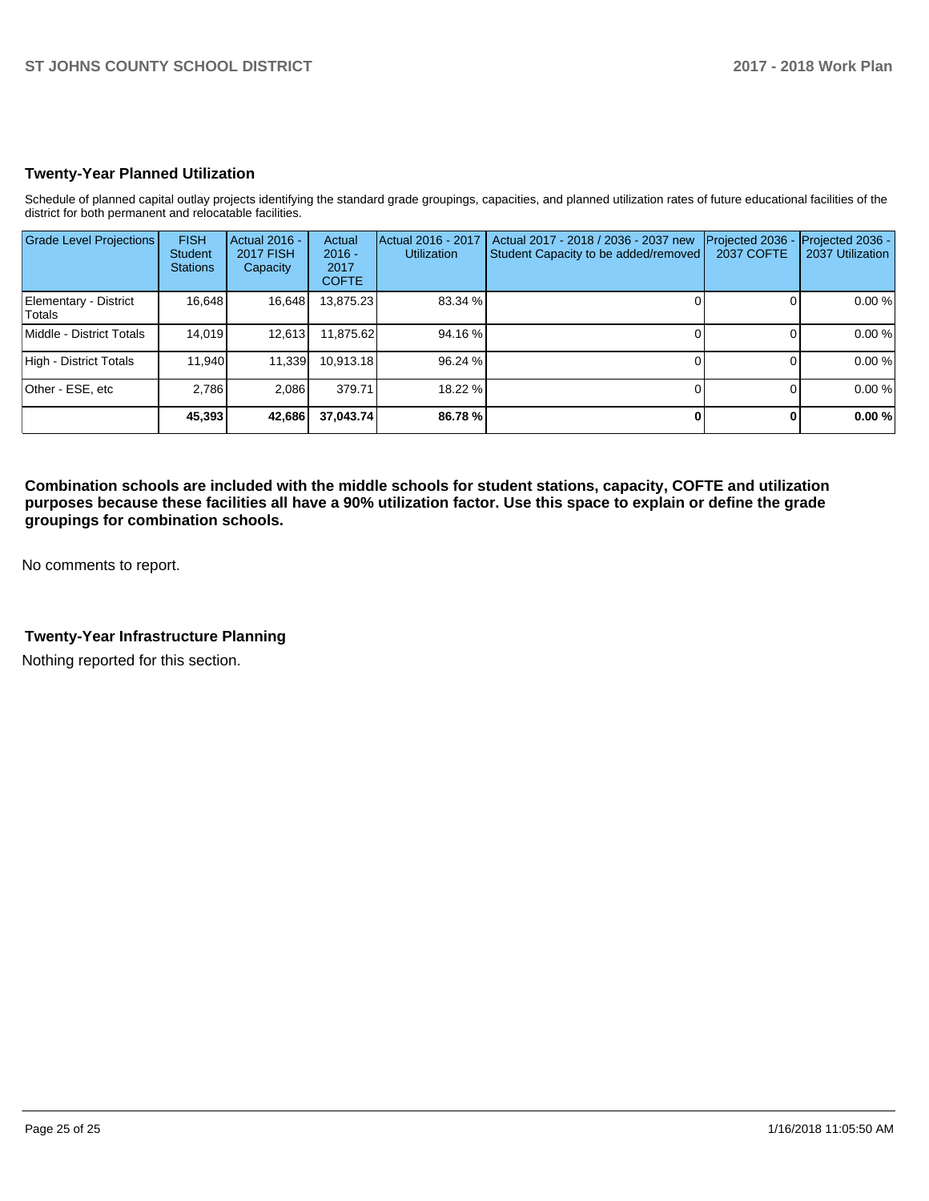## Twenty-Year Planned Utilization

Schedule of planned capital outlay projects identifying the standard grade groupings, capacities, and planned utilization rates of future educational facilities of the district for both permanent and relocatable facilities.

| Grade Level Projections | FISH Student Stations | Actual 2016 - 2017 FISH Capacity | Actual 2016 - 2017 COFTE | Actual 2016 - 2017 Utilization | Actual 2017 - 2018 / 2036 - 2037 new Student Capacity to be added/removed | Projected 2036 - 2037 COFTE | Projected 2036 - 2037 Utilization |
|---|---|---|---|---|---|---|---|
| Elementary - District Totals | 16,648 | 16,648 | 13,875.23 | 83.34 % | 0 | 0 | 0.00 % |
| Middle - District Totals | 14,019 | 12,613 | 11,875.62 | 94.16 % | 0 | 0 | 0.00 % |
| High - District Totals | 11,940 | 11,339 | 10,913.18 | 96.24 % | 0 | 0 | 0.00 % |
| Other - ESE, etc | 2,786 | 2,086 | 379.71 | 18.22 % | 0 | 0 | 0.00 % |
| | **45,393** | **42,686** | **37,043.74** | **86.78 %** | **0** | **0** | **0.00 %** |

**Combination schools are included with the middle schools for student stations, capacity, COFTE and utilization purposes because these facilities all have a 90% utilization factor. Use this space to explain or define the grade groupings for combination schools.**

No comments to report.

## Twenty-Year Infrastructure Planning

Nothing reported for this section.